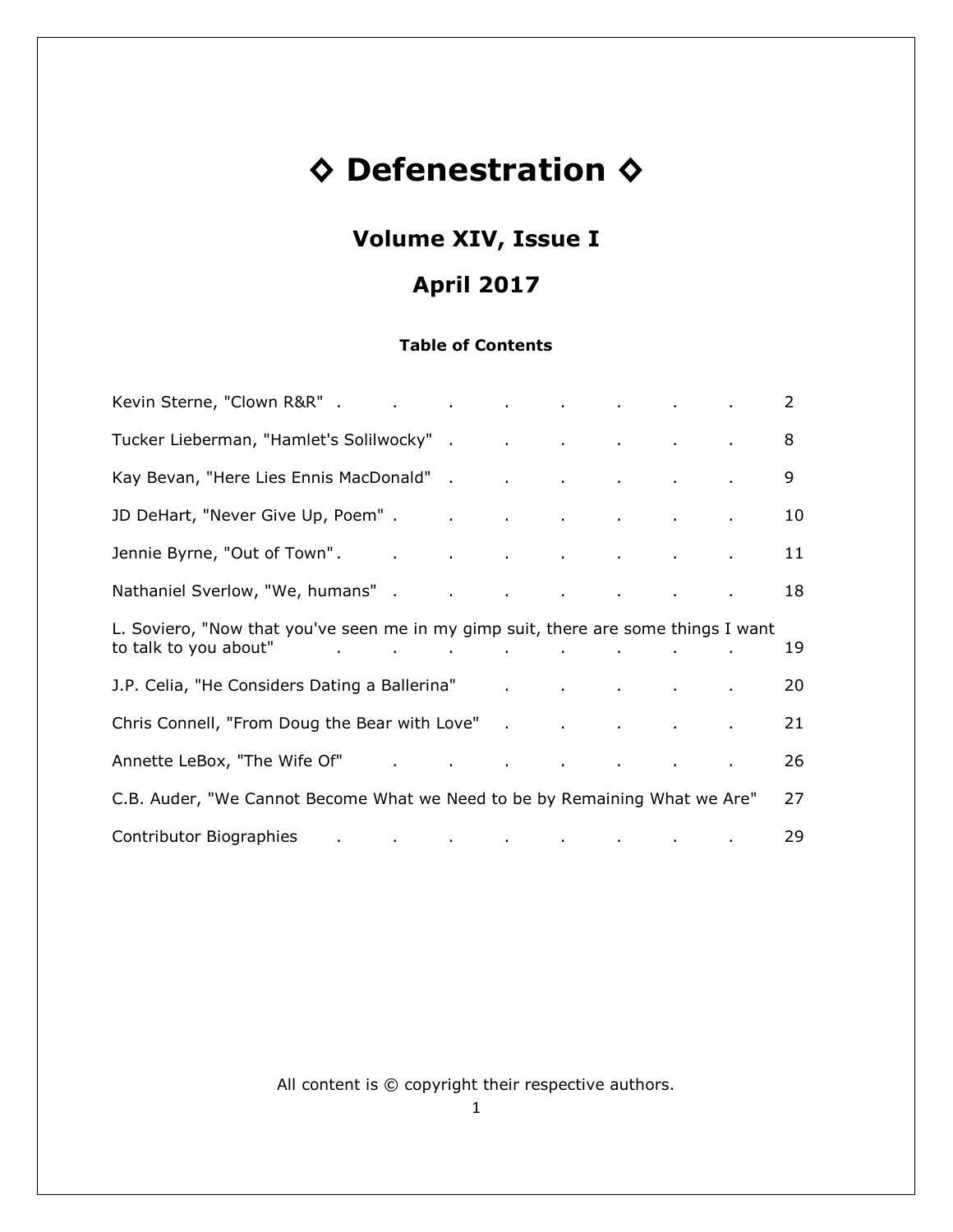# ◇ Defenestration ◇

## Volume XIV, Issue I

## April 2017

### Table of Contents

| | |
|---|---|
| Kevin Sterne, "Clown R&R" | 2 |
| Tucker Lieberman, "Hamlet's Solilwocky" | 8 |
| Kay Bevan, "Here Lies Ennis MacDonald" | 9 |
| JD DeHart, "Never Give Up, Poem" | 10 |
| Jennie Byrne, "Out of Town" | 11 |
| Nathaniel Sverlow, "We, humans" | 18 |
| L. Soviero, "Now that you've seen me in my gimp suit, there are some things I want to talk to you about" | 19 |
| J.P. Celia, "He Considers Dating a Ballerina" | 20 |
| Chris Connell, "From Doug the Bear with Love" | 21 |
| Annette LeBox, "The Wife Of" | 26 |
| C.B. Auder, "We Cannot Become What we Need to be by Remaining What we Are" | 27 |
| Contributor Biographies | 29 |

All content is © copyright their respective authors.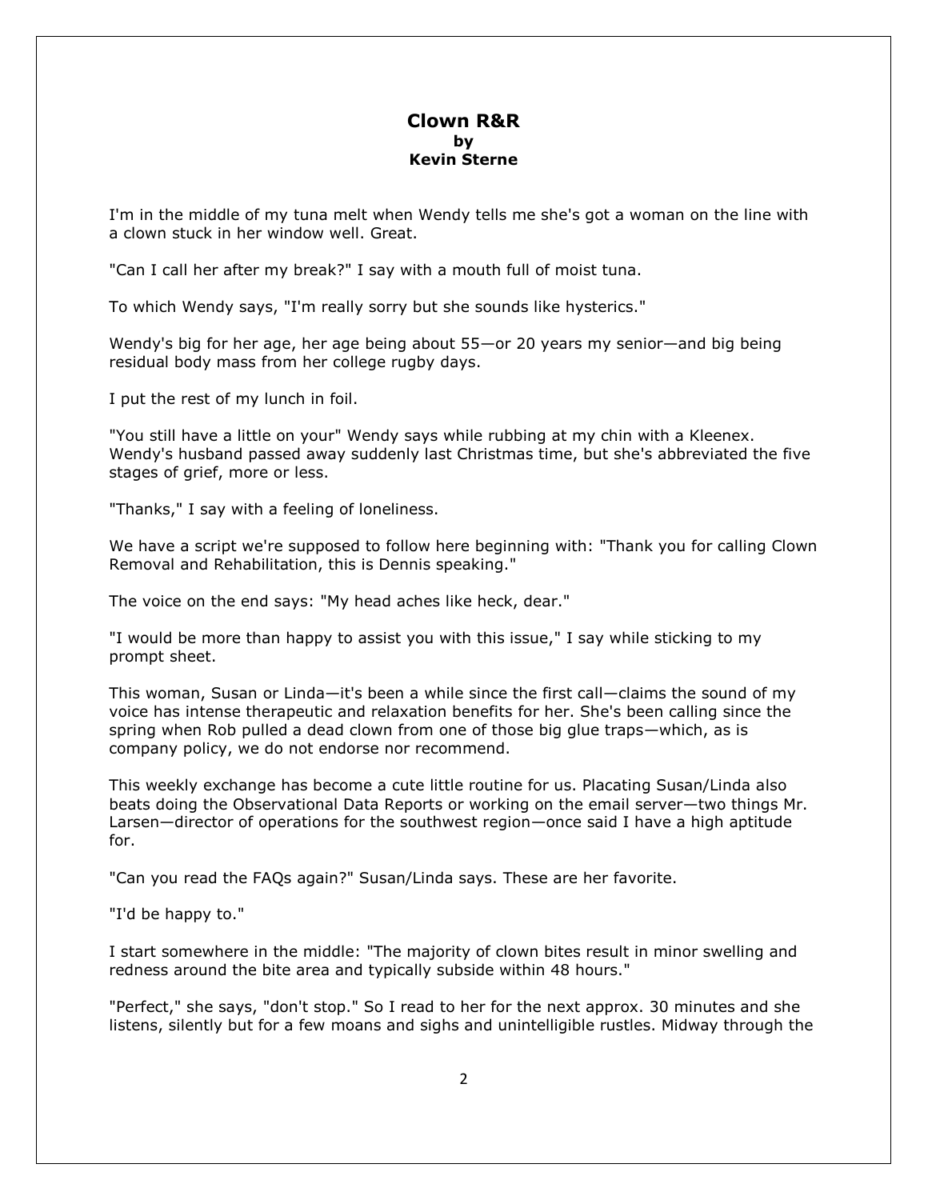# Clown R&R
**by**
**Kevin Sterne**

I'm in the middle of my tuna melt when Wendy tells me she's got a woman on the line with a clown stuck in her window well. Great.

"Can I call her after my break?" I say with a mouth full of moist tuna.

To which Wendy says, "I'm really sorry but she sounds like hysterics."

Wendy's big for her age, her age being about 55—or 20 years my senior—and big being residual body mass from her college rugby days.

I put the rest of my lunch in foil.

"You still have a little on your" Wendy says while rubbing at my chin with a Kleenex. Wendy's husband passed away suddenly last Christmas time, but she's abbreviated the five stages of grief, more or less.

"Thanks," I say with a feeling of loneliness.

We have a script we're supposed to follow here beginning with: "Thank you for calling Clown Removal and Rehabilitation, this is Dennis speaking."

The voice on the end says: "My head aches like heck, dear."

"I would be more than happy to assist you with this issue," I say while sticking to my prompt sheet.

This woman, Susan or Linda—it's been a while since the first call—claims the sound of my voice has intense therapeutic and relaxation benefits for her. She's been calling since the spring when Rob pulled a dead clown from one of those big glue traps—which, as is company policy, we do not endorse nor recommend.

This weekly exchange has become a cute little routine for us. Placating Susan/Linda also beats doing the Observational Data Reports or working on the email server—two things Mr. Larsen—director of operations for the southwest region—once said I have a high aptitude for.

"Can you read the FAQs again?" Susan/Linda says. These are her favorite.

"I'd be happy to."

I start somewhere in the middle: "The majority of clown bites result in minor swelling and redness around the bite area and typically subside within 48 hours."

"Perfect," she says, "don't stop." So I read to her for the next approx. 30 minutes and she listens, silently but for a few moans and sighs and unintelligible rustles. Midway through the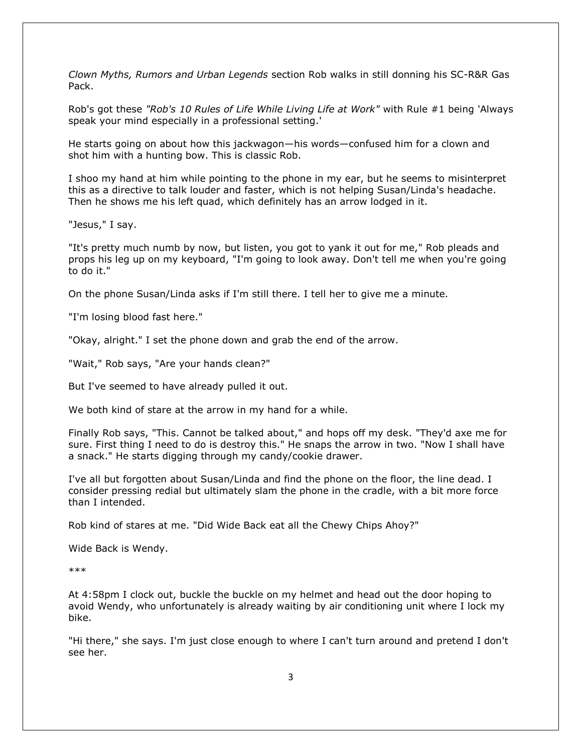*Clown Myths, Rumors and Urban Legends* section Rob walks in still donning his SC-R&R Gas Pack.

Rob's got these *"Rob's 10 Rules of Life While Living Life at Work"* with Rule #1 being 'Always speak your mind especially in a professional setting.'

He starts going on about how this jackwagon—his words—confused him for a clown and shot him with a hunting bow. This is classic Rob.

I shoo my hand at him while pointing to the phone in my ear, but he seems to misinterpret this as a directive to talk louder and faster, which is not helping Susan/Linda's headache. Then he shows me his left quad, which definitely has an arrow lodged in it.

"Jesus," I say.

"It's pretty much numb by now, but listen, you got to yank it out for me," Rob pleads and props his leg up on my keyboard, "I'm going to look away. Don't tell me when you're going to do it."

On the phone Susan/Linda asks if I'm still there. I tell her to give me a minute.

"I'm losing blood fast here."

"Okay, alright." I set the phone down and grab the end of the arrow.

"Wait," Rob says, "Are your hands clean?"

But I've seemed to have already pulled it out.

We both kind of stare at the arrow in my hand for a while.

Finally Rob says, "This. Cannot be talked about," and hops off my desk. "They'd axe me for sure. First thing I need to do is destroy this." He snaps the arrow in two. "Now I shall have a snack." He starts digging through my candy/cookie drawer.

I've all but forgotten about Susan/Linda and find the phone on the floor, the line dead. I consider pressing redial but ultimately slam the phone in the cradle, with a bit more force than I intended.

Rob kind of stares at me. "Did Wide Back eat all the Chewy Chips Ahoy?"

Wide Back is Wendy.

***

At 4:58pm I clock out, buckle the buckle on my helmet and head out the door hoping to avoid Wendy, who unfortunately is already waiting by air conditioning unit where I lock my bike.

"Hi there," she says. I'm just close enough to where I can't turn around and pretend I don't see her.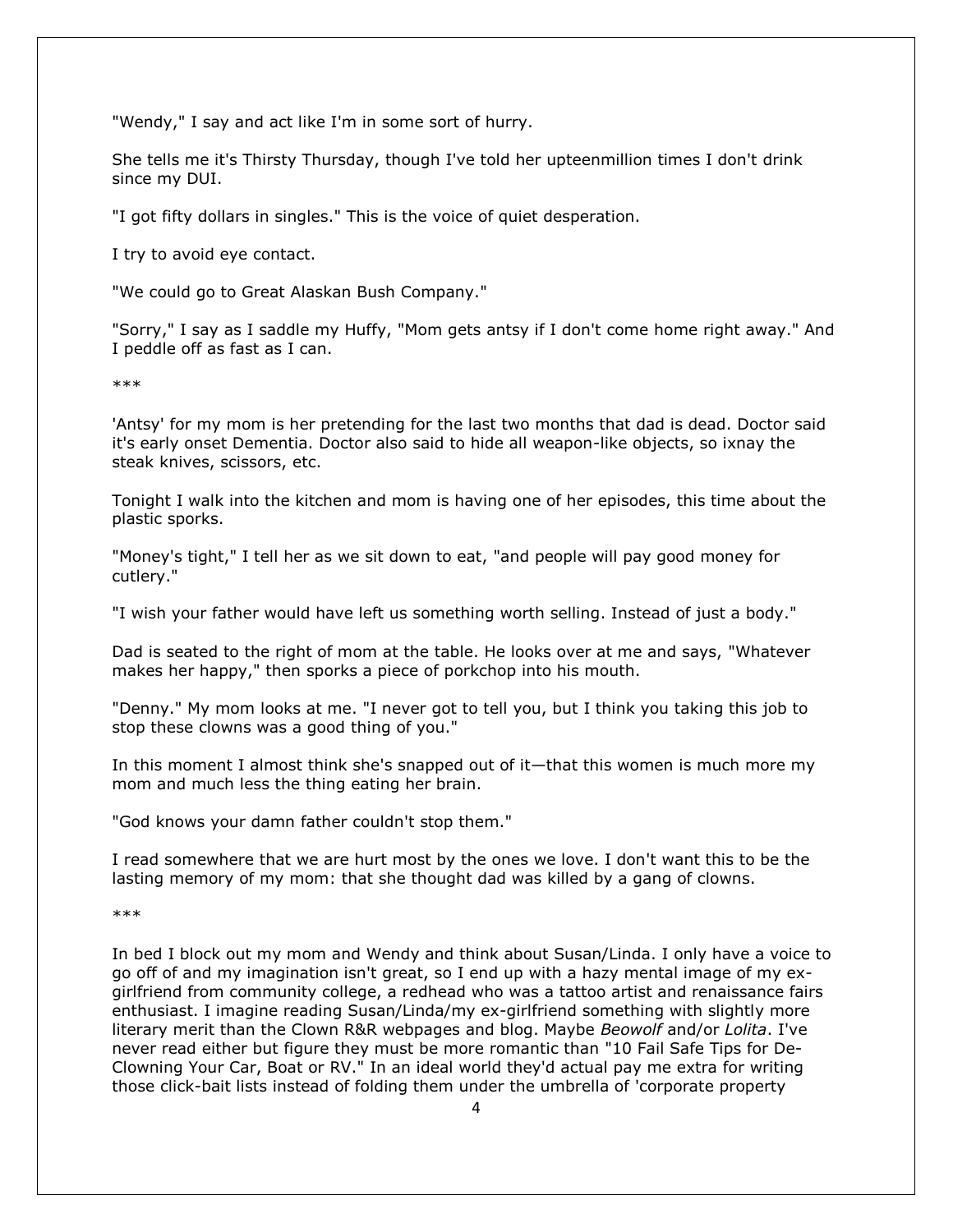"Wendy," I say and act like I'm in some sort of hurry.

She tells me it's Thirsty Thursday, though I've told her upteenmillion times I don't drink since my DUI.

"I got fifty dollars in singles." This is the voice of quiet desperation.

I try to avoid eye contact.

"We could go to Great Alaskan Bush Company."

"Sorry," I say as I saddle my Huffy, "Mom gets antsy if I don't come home right away." And I peddle off as fast as I can.

\*\*\*

'Antsy' for my mom is her pretending for the last two months that dad is dead. Doctor said it's early onset Dementia. Doctor also said to hide all weapon-like objects, so ixnay the steak knives, scissors, etc.

Tonight I walk into the kitchen and mom is having one of her episodes, this time about the plastic sporks.

"Money's tight," I tell her as we sit down to eat, "and people will pay good money for cutlery."

"I wish your father would have left us something worth selling. Instead of just a body."

Dad is seated to the right of mom at the table. He looks over at me and says, "Whatever makes her happy," then sporks a piece of porkchop into his mouth.

"Denny." My mom looks at me. "I never got to tell you, but I think you taking this job to stop these clowns was a good thing of you."

In this moment I almost think she's snapped out of it—that this women is much more my mom and much less the thing eating her brain.

"God knows your damn father couldn't stop them."

I read somewhere that we are hurt most by the ones we love. I don't want this to be the lasting memory of my mom: that she thought dad was killed by a gang of clowns.

\*\*\*

In bed I block out my mom and Wendy and think about Susan/Linda. I only have a voice to go off of and my imagination isn't great, so I end up with a hazy mental image of my ex-girlfriend from community college, a redhead who was a tattoo artist and renaissance fairs enthusiast. I imagine reading Susan/Linda/my ex-girlfriend something with slightly more literary merit than the Clown R&R webpages and blog. Maybe *Beowolf* and/or *Lolita*. I've never read either but figure they must be more romantic than "10 Fail Safe Tips for De-Clowning Your Car, Boat or RV." In an ideal world they'd actual pay me extra for writing those click-bait lists instead of folding them under the umbrella of 'corporate property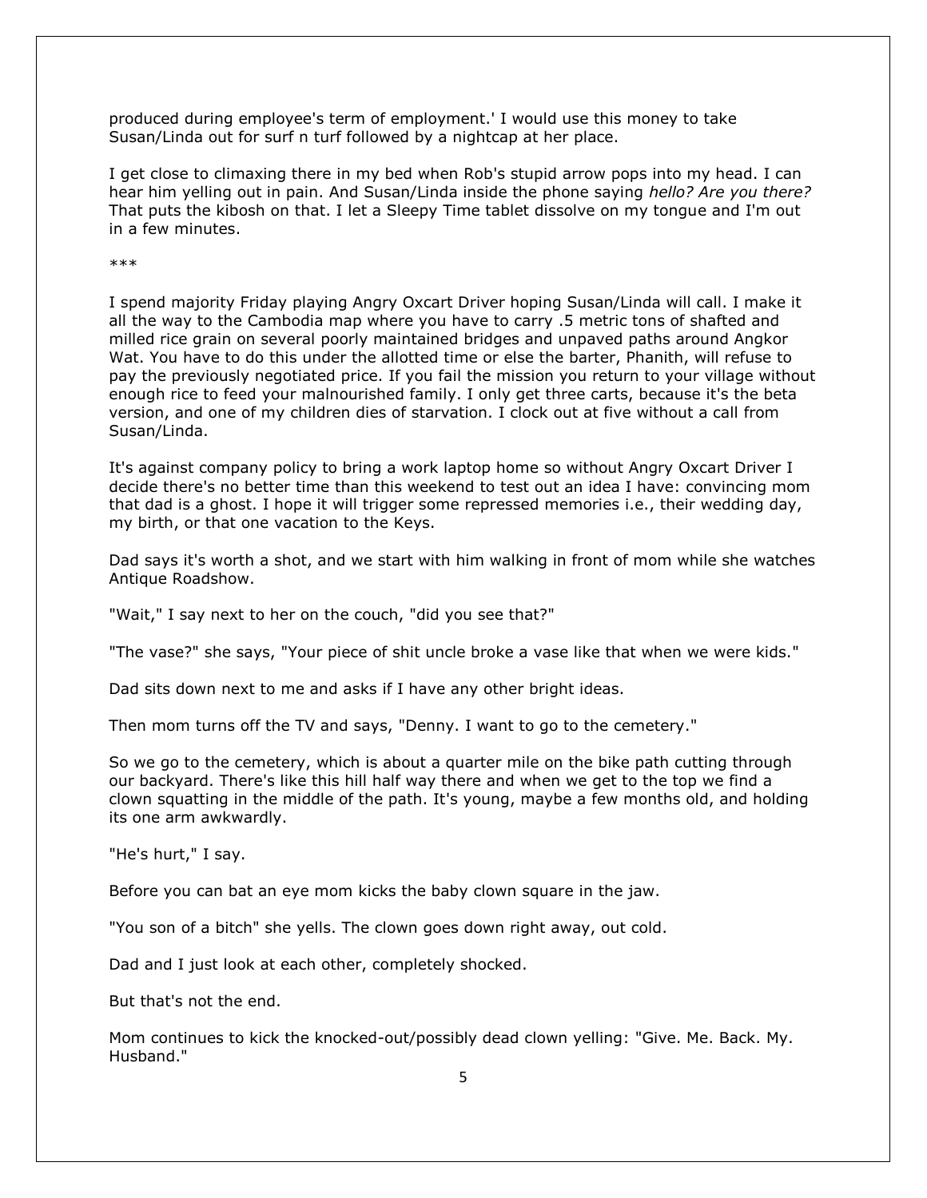produced during employee's term of employment.' I would use this money to take Susan/Linda out for surf n turf followed by a nightcap at her place.

I get close to climaxing there in my bed when Rob's stupid arrow pops into my head. I can hear him yelling out in pain. And Susan/Linda inside the phone saying *hello? Are you there?* That puts the kibosh on that. I let a Sleepy Time tablet dissolve on my tongue and I'm out in a few minutes.

***

I spend majority Friday playing Angry Oxcart Driver hoping Susan/Linda will call. I make it all the way to the Cambodia map where you have to carry .5 metric tons of shafted and milled rice grain on several poorly maintained bridges and unpaved paths around Angkor Wat. You have to do this under the allotted time or else the barter, Phanith, will refuse to pay the previously negotiated price. If you fail the mission you return to your village without enough rice to feed your malnourished family. I only get three carts, because it's the beta version, and one of my children dies of starvation. I clock out at five without a call from Susan/Linda.

It's against company policy to bring a work laptop home so without Angry Oxcart Driver I decide there's no better time than this weekend to test out an idea I have: convincing mom that dad is a ghost. I hope it will trigger some repressed memories i.e., their wedding day, my birth, or that one vacation to the Keys.

Dad says it's worth a shot, and we start with him walking in front of mom while she watches Antique Roadshow.

"Wait," I say next to her on the couch, "did you see that?"

"The vase?" she says, "Your piece of shit uncle broke a vase like that when we were kids."

Dad sits down next to me and asks if I have any other bright ideas.

Then mom turns off the TV and says, "Denny. I want to go to the cemetery."

So we go to the cemetery, which is about a quarter mile on the bike path cutting through our backyard. There's like this hill half way there and when we get to the top we find a clown squatting in the middle of the path. It's young, maybe a few months old, and holding its one arm awkwardly.

"He's hurt," I say.

Before you can bat an eye mom kicks the baby clown square in the jaw.

"You son of a bitch" she yells. The clown goes down right away, out cold.

Dad and I just look at each other, completely shocked.

But that's not the end.

Mom continues to kick the knocked-out/possibly dead clown yelling: "Give. Me. Back. My. Husband."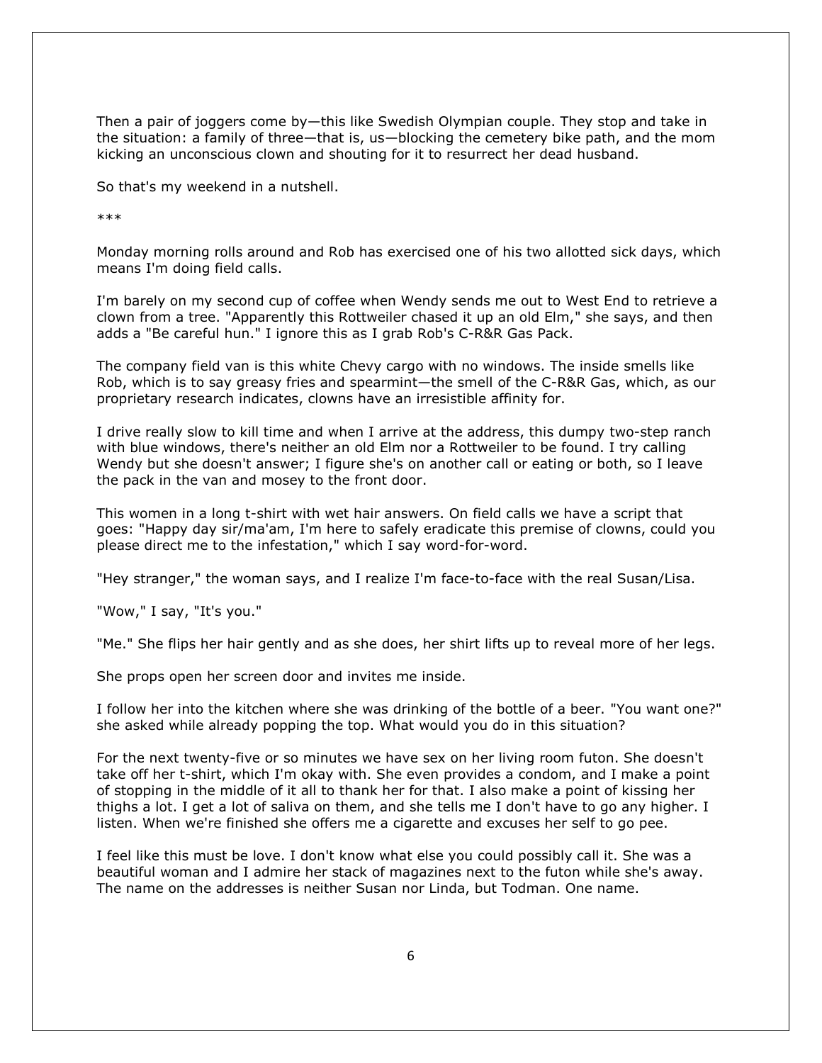Then a pair of joggers come by—this like Swedish Olympian couple. They stop and take in the situation: a family of three—that is, us—blocking the cemetery bike path, and the mom kicking an unconscious clown and shouting for it to resurrect her dead husband.

So that's my weekend in a nutshell.

***

Monday morning rolls around and Rob has exercised one of his two allotted sick days, which means I'm doing field calls.

I'm barely on my second cup of coffee when Wendy sends me out to West End to retrieve a clown from a tree. "Apparently this Rottweiler chased it up an old Elm," she says, and then adds a "Be careful hun." I ignore this as I grab Rob's C-R&R Gas Pack.

The company field van is this white Chevy cargo with no windows. The inside smells like Rob, which is to say greasy fries and spearmint—the smell of the C-R&R Gas, which, as our proprietary research indicates, clowns have an irresistible affinity for.

I drive really slow to kill time and when I arrive at the address, this dumpy two-step ranch with blue windows, there's neither an old Elm nor a Rottweiler to be found. I try calling Wendy but she doesn't answer; I figure she's on another call or eating or both, so I leave the pack in the van and mosey to the front door.

This women in a long t-shirt with wet hair answers. On field calls we have a script that goes: "Happy day sir/ma'am, I'm here to safely eradicate this premise of clowns, could you please direct me to the infestation," which I say word-for-word.

"Hey stranger," the woman says, and I realize I'm face-to-face with the real Susan/Lisa.

"Wow," I say, "It's you."

"Me." She flips her hair gently and as she does, her shirt lifts up to reveal more of her legs.

She props open her screen door and invites me inside.

I follow her into the kitchen where she was drinking of the bottle of a beer. "You want one?" she asked while already popping the top. What would you do in this situation?

For the next twenty-five or so minutes we have sex on her living room futon. She doesn't take off her t-shirt, which I'm okay with. She even provides a condom, and I make a point of stopping in the middle of it all to thank her for that. I also make a point of kissing her thighs a lot. I get a lot of saliva on them, and she tells me I don't have to go any higher. I listen. When we're finished she offers me a cigarette and excuses her self to go pee.

I feel like this must be love. I don't know what else you could possibly call it. She was a beautiful woman and I admire her stack of magazines next to the futon while she's away. The name on the addresses is neither Susan nor Linda, but Todman. One name.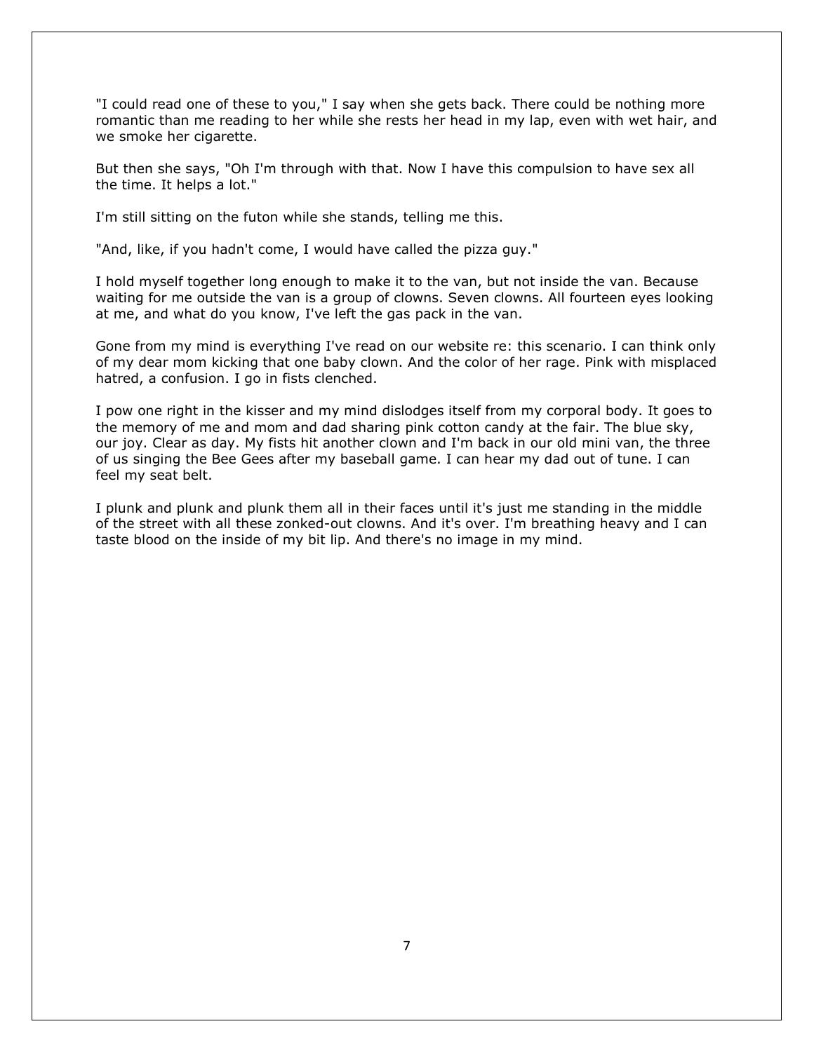"I could read one of these to you," I say when she gets back. There could be nothing more romantic than me reading to her while she rests her head in my lap, even with wet hair, and we smoke her cigarette.

But then she says, "Oh I'm through with that. Now I have this compulsion to have sex all the time. It helps a lot."

I'm still sitting on the futon while she stands, telling me this.

"And, like, if you hadn't come, I would have called the pizza guy."

I hold myself together long enough to make it to the van, but not inside the van. Because waiting for me outside the van is a group of clowns. Seven clowns. All fourteen eyes looking at me, and what do you know, I've left the gas pack in the van.

Gone from my mind is everything I've read on our website re: this scenario. I can think only of my dear mom kicking that one baby clown. And the color of her rage. Pink with misplaced hatred, a confusion. I go in fists clenched.

I pow one right in the kisser and my mind dislodges itself from my corporal body. It goes to the memory of me and mom and dad sharing pink cotton candy at the fair. The blue sky, our joy. Clear as day. My fists hit another clown and I'm back in our old mini van, the three of us singing the Bee Gees after my baseball game. I can hear my dad out of tune. I can feel my seat belt.

I plunk and plunk and plunk them all in their faces until it's just me standing in the middle of the street with all these zonked-out clowns. And it's over. I'm breathing heavy and I can taste blood on the inside of my bit lip. And there's no image in my mind.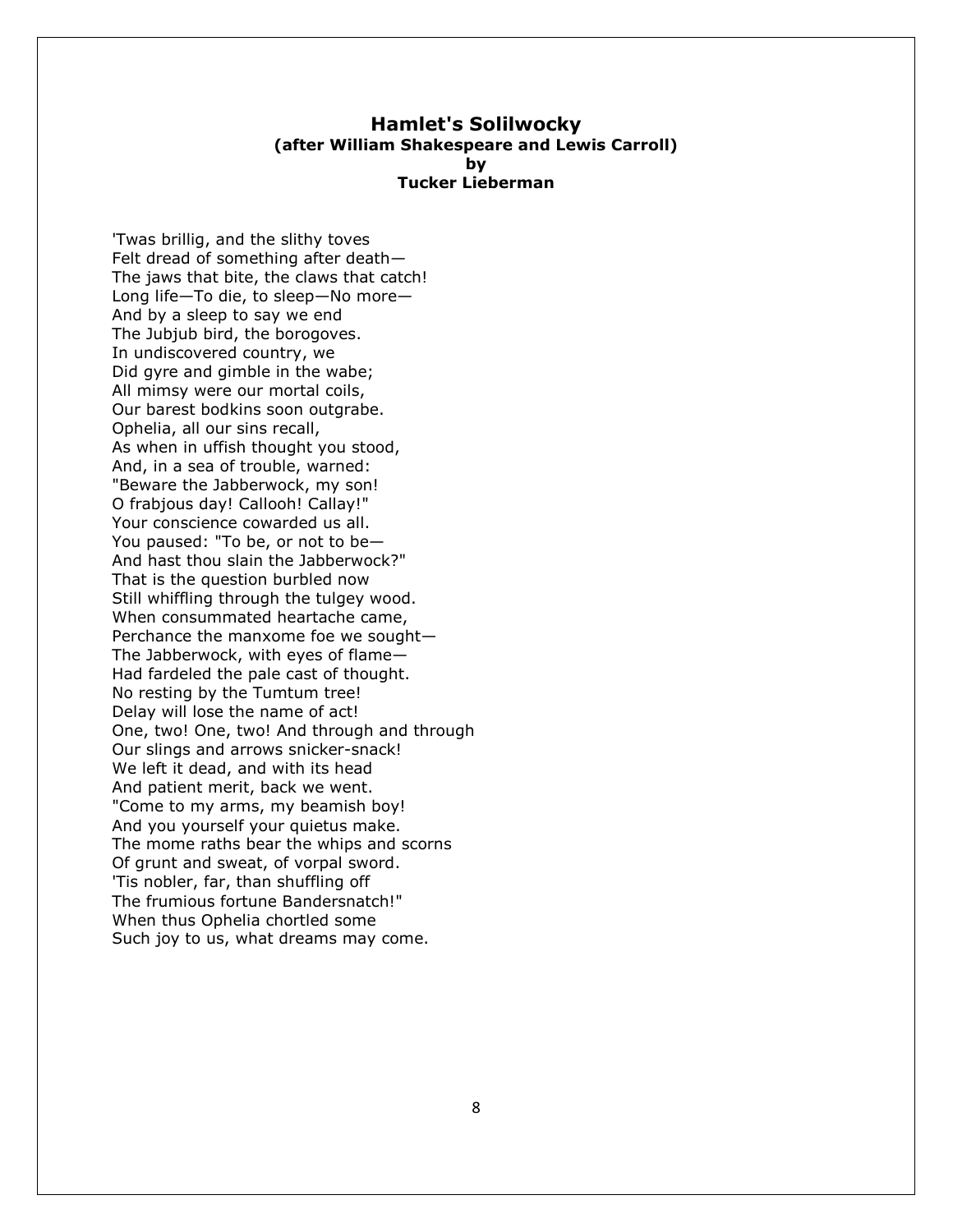## Hamlet's Solilwocky
### (after William Shakespeare and Lewis Carroll)
### by
### Tucker Lieberman

'Twas brillig, and the slithy toves
Felt dread of something after death—
The jaws that bite, the claws that catch!
Long life—To die, to sleep—No more—
And by a sleep to say we end
The Jubjub bird, the borogoves.
In undiscovered country, we
Did gyre and gimble in the wabe;
All mimsy were our mortal coils,
Our barest bodkins soon outgrabe.
Ophelia, all our sins recall,
As when in uffish thought you stood,
And, in a sea of trouble, warned:
"Beware the Jabberwock, my son!
O frabjous day! Callooh! Callay!"
Your conscience cowarded us all.
You paused: "To be, or not to be—
And hast thou slain the Jabberwock?"
That is the question burbled now
Still whiffling through the tulgey wood.
When consummated heartache came,
Perchance the manxome foe we sought—
The Jabberwock, with eyes of flame—
Had fardeled the pale cast of thought.
No resting by the Tumtum tree!
Delay will lose the name of act!
One, two! One, two! And through and through
Our slings and arrows snicker-snack!
We left it dead, and with its head
And patient merit, back we went.
"Come to my arms, my beamish boy!
And you yourself your quietus make.
The mome raths bear the whips and scorns
Of grunt and sweat, of vorpal sword.
'Tis nobler, far, than shuffling off
The frumious fortune Bandersnatch!"
When thus Ophelia chortled some
Such joy to us, what dreams may come.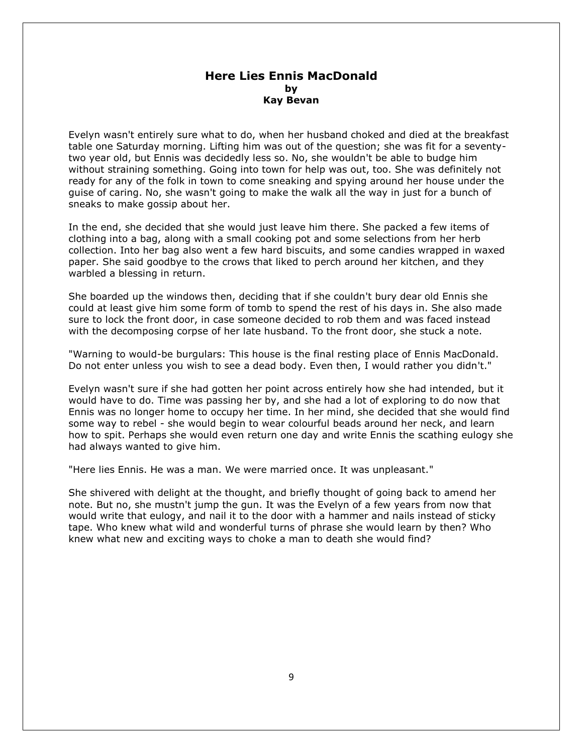# Here Lies Ennis MacDonald

**by**

**Kay Bevan**

Evelyn wasn't entirely sure what to do, when her husband choked and died at the breakfast table one Saturday morning. Lifting him was out of the question; she was fit for a seventy-two year old, but Ennis was decidedly less so. No, she wouldn't be able to budge him without straining something. Going into town for help was out, too. She was definitely not ready for any of the folk in town to come sneaking and spying around her house under the guise of caring. No, she wasn't going to make the walk all the way in just for a bunch of sneaks to make gossip about her.

In the end, she decided that she would just leave him there. She packed a few items of clothing into a bag, along with a small cooking pot and some selections from her herb collection. Into her bag also went a few hard biscuits, and some candies wrapped in waxed paper. She said goodbye to the crows that liked to perch around her kitchen, and they warbled a blessing in return.

She boarded up the windows then, deciding that if she couldn't bury dear old Ennis she could at least give him some form of tomb to spend the rest of his days in. She also made sure to lock the front door, in case someone decided to rob them and was faced instead with the decomposing corpse of her late husband. To the front door, she stuck a note.

"Warning to would-be burgulars: This house is the final resting place of Ennis MacDonald. Do not enter unless you wish to see a dead body. Even then, I would rather you didn't."

Evelyn wasn't sure if she had gotten her point across entirely how she had intended, but it would have to do. Time was passing her by, and she had a lot of exploring to do now that Ennis was no longer home to occupy her time. In her mind, she decided that she would find some way to rebel - she would begin to wear colourful beads around her neck, and learn how to spit. Perhaps she would even return one day and write Ennis the scathing eulogy she had always wanted to give him.

"Here lies Ennis. He was a man. We were married once. It was unpleasant."

She shivered with delight at the thought, and briefly thought of going back to amend her note. But no, she mustn't jump the gun. It was the Evelyn of a few years from now that would write that eulogy, and nail it to the door with a hammer and nails instead of sticky tape. Who knew what wild and wonderful turns of phrase she would learn by then? Who knew what new and exciting ways to choke a man to death she would find?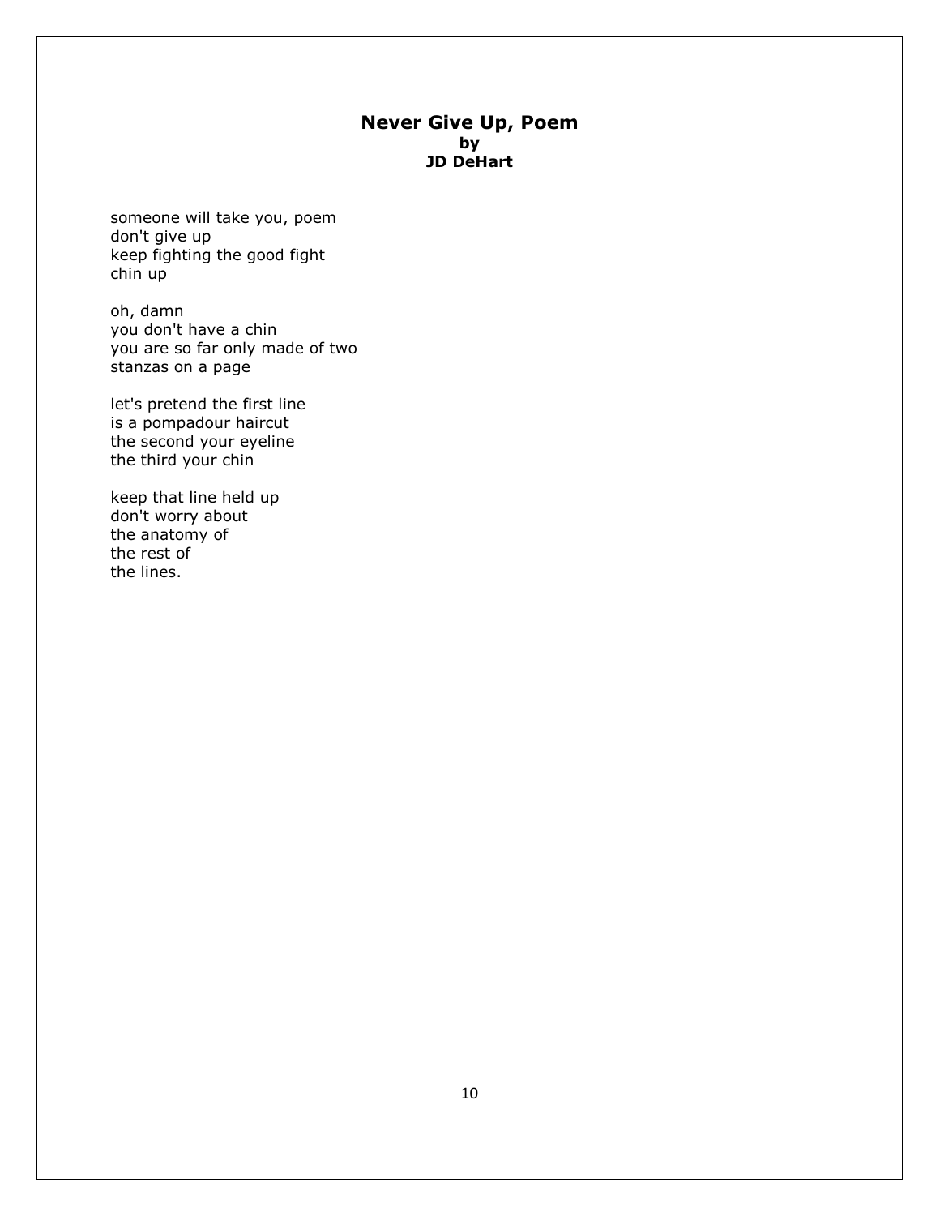## Never Give Up, Poem

**by**

**JD DeHart**

someone will take you, poem  
don't give up  
keep fighting the good fight  
chin up

oh, damn  
you don't have a chin  
you are so far only made of two  
stanzas on a page

let's pretend the first line  
is a pompadour haircut  
the second your eyeline  
the third your chin

keep that line held up  
don't worry about  
the anatomy of  
the rest of  
the lines.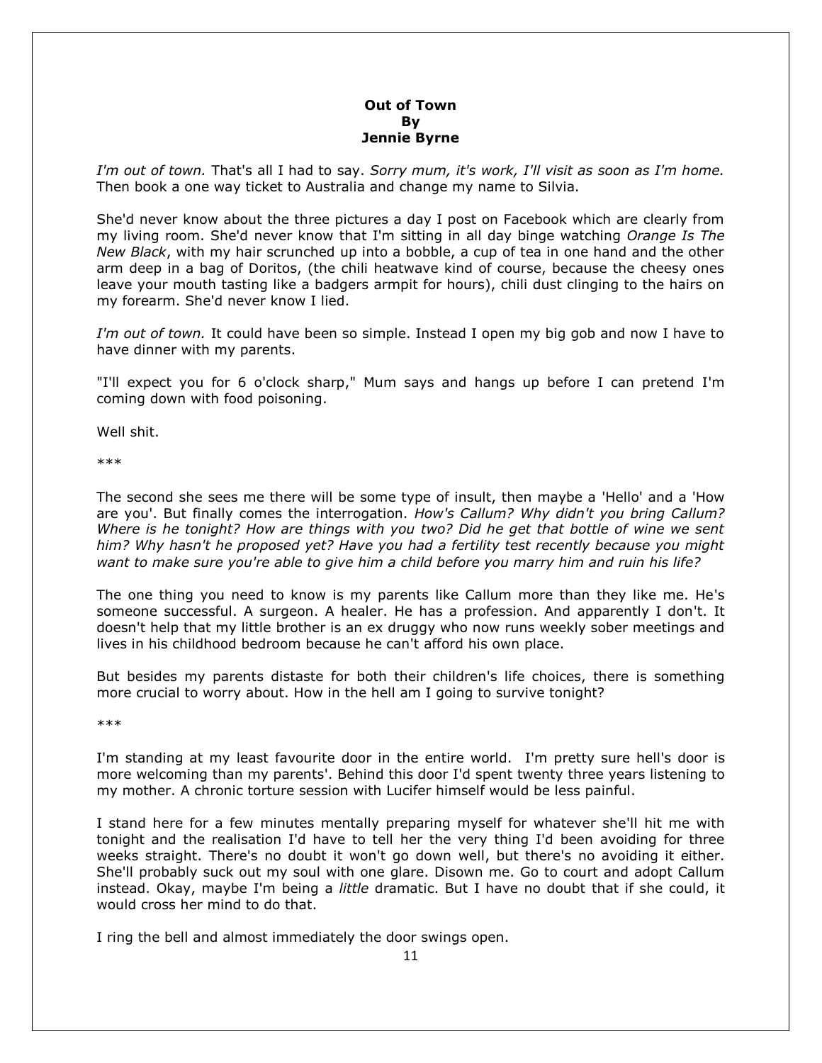**Out of Town**
**By**
**Jennie Byrne**

*I'm out of town.* That's all I had to say. *Sorry mum, it's work, I'll visit as soon as I'm home.* Then book a one way ticket to Australia and change my name to Silvia.

She'd never know about the three pictures a day I post on Facebook which are clearly from my living room. She'd never know that I'm sitting in all day binge watching *Orange Is The New Black*, with my hair scrunched up into a bobble, a cup of tea in one hand and the other arm deep in a bag of Doritos, (the chili heatwave kind of course, because the cheesy ones leave your mouth tasting like a badgers armpit for hours), chili dust clinging to the hairs on my forearm. She'd never know I lied.

*I'm out of town.* It could have been so simple. Instead I open my big gob and now I have to have dinner with my parents.

"I'll expect you for 6 o'clock sharp," Mum says and hangs up before I can pretend I'm coming down with food poisoning.

Well shit.

***

The second she sees me there will be some type of insult, then maybe a 'Hello' and a 'How are you'. But finally comes the interrogation. *How's Callum? Why didn't you bring Callum? Where is he tonight? How are things with you two? Did he get that bottle of wine we sent him? Why hasn't he proposed yet? Have you had a fertility test recently because you might want to make sure you're able to give him a child before you marry him and ruin his life?*

The one thing you need to know is my parents like Callum more than they like me. He's someone successful. A surgeon. A healer. He has a profession. And apparently I don't. It doesn't help that my little brother is an ex druggy who now runs weekly sober meetings and lives in his childhood bedroom because he can't afford his own place.

But besides my parents distaste for both their children's life choices, there is something more crucial to worry about. How in the hell am I going to survive tonight?

***

I'm standing at my least favourite door in the entire world. I'm pretty sure hell's door is more welcoming than my parents'. Behind this door I'd spent twenty three years listening to my mother. A chronic torture session with Lucifer himself would be less painful.

I stand here for a few minutes mentally preparing myself for whatever she'll hit me with tonight and the realisation I'd have to tell her the very thing I'd been avoiding for three weeks straight. There's no doubt it won't go down well, but there's no avoiding it either. She'll probably suck out my soul with one glare. Disown me. Go to court and adopt Callum instead. Okay, maybe I'm being a *little* dramatic. But I have no doubt that if she could, it would cross her mind to do that.

I ring the bell and almost immediately the door swings open.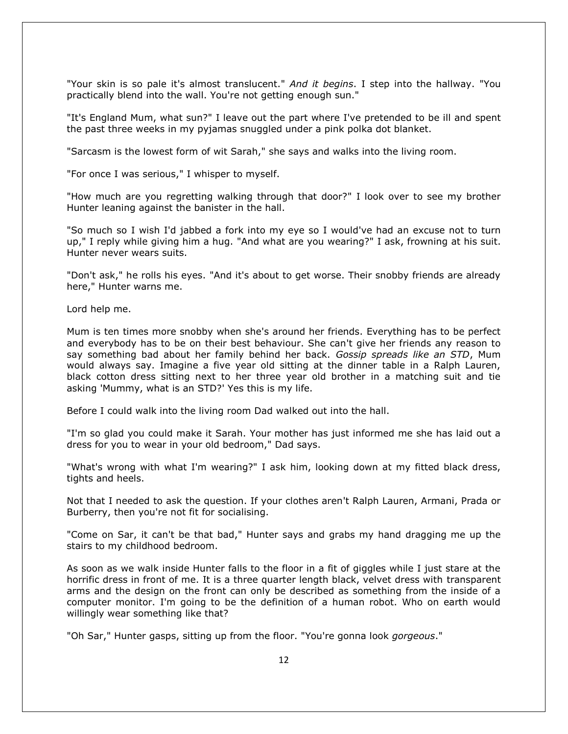"Your skin is so pale it's almost translucent." *And it begins*. I step into the hallway. "You practically blend into the wall. You're not getting enough sun."

"It's England Mum, what sun?" I leave out the part where I've pretended to be ill and spent the past three weeks in my pyjamas snuggled under a pink polka dot blanket.

"Sarcasm is the lowest form of wit Sarah," she says and walks into the living room.

"For once I was serious," I whisper to myself.

"How much are you regretting walking through that door?" I look over to see my brother Hunter leaning against the banister in the hall.

"So much so I wish I'd jabbed a fork into my eye so I would've had an excuse not to turn up," I reply while giving him a hug. "And what are you wearing?" I ask, frowning at his suit. Hunter never wears suits.

"Don't ask," he rolls his eyes. "And it's about to get worse. Their snobby friends are already here," Hunter warns me.

Lord help me.

Mum is ten times more snobby when she's around her friends. Everything has to be perfect and everybody has to be on their best behaviour. She can't give her friends any reason to say something bad about her family behind her back. *Gossip spreads like an STD*, Mum would always say. Imagine a five year old sitting at the dinner table in a Ralph Lauren, black cotton dress sitting next to her three year old brother in a matching suit and tie asking 'Mummy, what is an STD?' Yes this is my life.

Before I could walk into the living room Dad walked out into the hall.

"I'm so glad you could make it Sarah. Your mother has just informed me she has laid out a dress for you to wear in your old bedroom," Dad says.

"What's wrong with what I'm wearing?" I ask him, looking down at my fitted black dress, tights and heels.

Not that I needed to ask the question. If your clothes aren't Ralph Lauren, Armani, Prada or Burberry, then you're not fit for socialising.

"Come on Sar, it can't be that bad," Hunter says and grabs my hand dragging me up the stairs to my childhood bedroom.

As soon as we walk inside Hunter falls to the floor in a fit of giggles while I just stare at the horrific dress in front of me. It is a three quarter length black, velvet dress with transparent arms and the design on the front can only be described as something from the inside of a computer monitor. I'm going to be the definition of a human robot. Who on earth would willingly wear something like that?

"Oh Sar," Hunter gasps, sitting up from the floor. "You're gonna look *gorgeous*."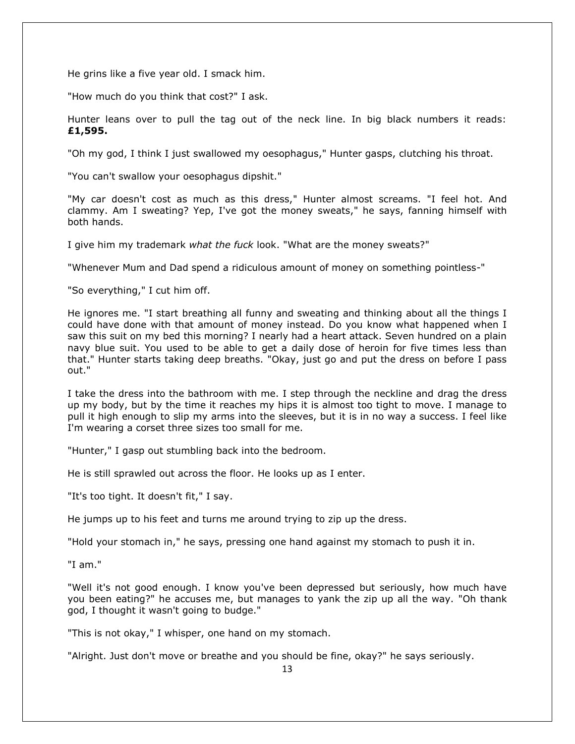He grins like a five year old. I smack him.

"How much do you think that cost?" I ask.

Hunter leans over to pull the tag out of the neck line. In big black numbers it reads: **£1,595.**

"Oh my god, I think I just swallowed my oesophagus," Hunter gasps, clutching his throat.

"You can't swallow your oesophagus dipshit."

"My car doesn't cost as much as this dress," Hunter almost screams. "I feel hot. And clammy. Am I sweating? Yep, I've got the money sweats," he says, fanning himself with both hands.

I give him my trademark *what the fuck* look. "What are the money sweats?"

"Whenever Mum and Dad spend a ridiculous amount of money on something pointless-"

"So everything," I cut him off.

He ignores me. "I start breathing all funny and sweating and thinking about all the things I could have done with that amount of money instead. Do you know what happened when I saw this suit on my bed this morning? I nearly had a heart attack. Seven hundred on a plain navy blue suit. You used to be able to get a daily dose of heroin for five times less than that." Hunter starts taking deep breaths. "Okay, just go and put the dress on before I pass out."

I take the dress into the bathroom with me. I step through the neckline and drag the dress up my body, but by the time it reaches my hips it is almost too tight to move. I manage to pull it high enough to slip my arms into the sleeves, but it is in no way a success. I feel like I'm wearing a corset three sizes too small for me.

"Hunter," I gasp out stumbling back into the bedroom.

He is still sprawled out across the floor. He looks up as I enter.

"It's too tight. It doesn't fit," I say.

He jumps up to his feet and turns me around trying to zip up the dress.

"Hold your stomach in," he says, pressing one hand against my stomach to push it in.

"I am."

"Well it's not good enough. I know you've been depressed but seriously, how much have you been eating?" he accuses me, but manages to yank the zip up all the way. "Oh thank god, I thought it wasn't going to budge."

"This is not okay," I whisper, one hand on my stomach.

"Alright. Just don't move or breathe and you should be fine, okay?" he says seriously.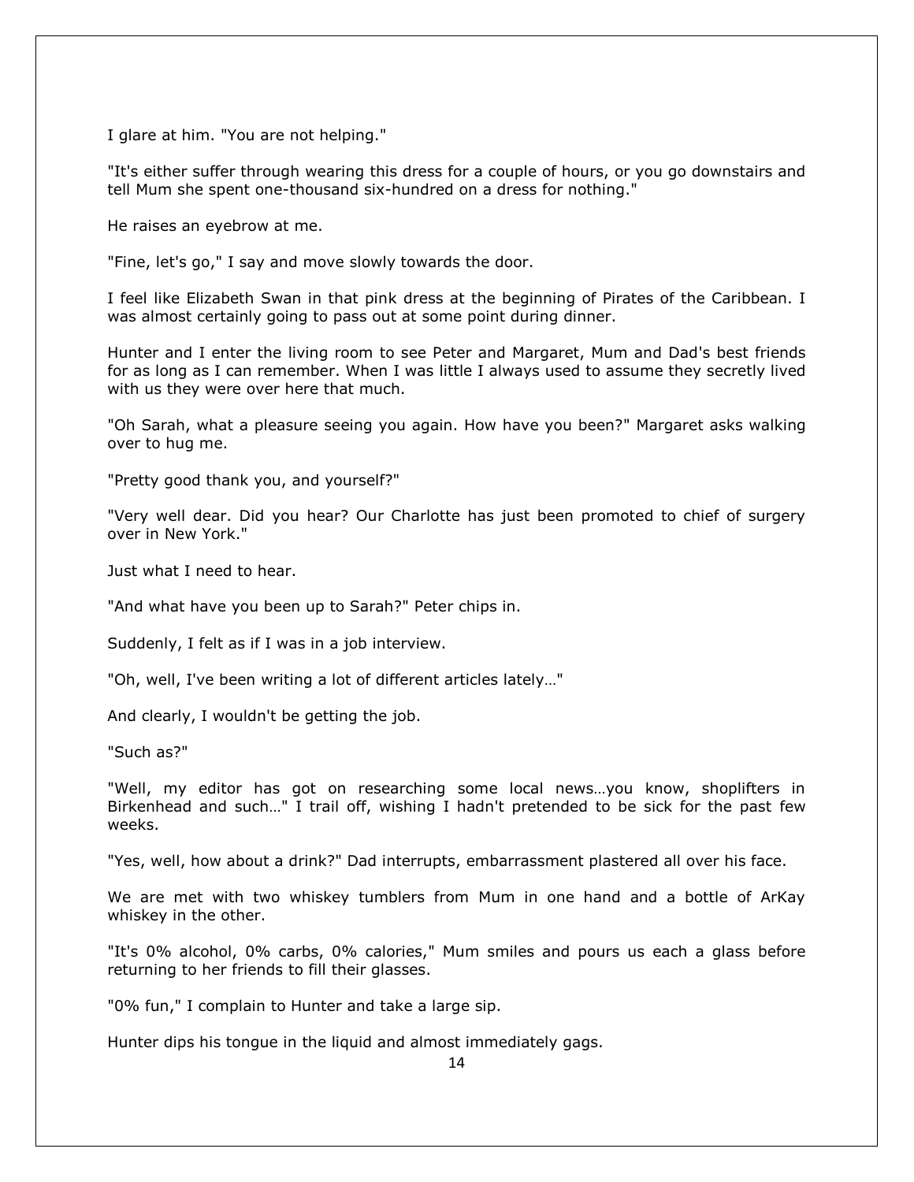I glare at him. "You are not helping."

"It's either suffer through wearing this dress for a couple of hours, or you go downstairs and tell Mum she spent one-thousand six-hundred on a dress for nothing."

He raises an eyebrow at me.

"Fine, let's go," I say and move slowly towards the door.

I feel like Elizabeth Swan in that pink dress at the beginning of Pirates of the Caribbean. I was almost certainly going to pass out at some point during dinner.

Hunter and I enter the living room to see Peter and Margaret, Mum and Dad's best friends for as long as I can remember. When I was little I always used to assume they secretly lived with us they were over here that much.

"Oh Sarah, what a pleasure seeing you again. How have you been?" Margaret asks walking over to hug me.

"Pretty good thank you, and yourself?"

"Very well dear. Did you hear? Our Charlotte has just been promoted to chief of surgery over in New York."

Just what I need to hear.

"And what have you been up to Sarah?" Peter chips in.

Suddenly, I felt as if I was in a job interview.

"Oh, well, I've been writing a lot of different articles lately…"

And clearly, I wouldn't be getting the job.

"Such as?"

"Well, my editor has got on researching some local news…you know, shoplifters in Birkenhead and such…" I trail off, wishing I hadn't pretended to be sick for the past few weeks.

"Yes, well, how about a drink?" Dad interrupts, embarrassment plastered all over his face.

We are met with two whiskey tumblers from Mum in one hand and a bottle of ArKay whiskey in the other.

"It's 0% alcohol, 0% carbs, 0% calories," Mum smiles and pours us each a glass before returning to her friends to fill their glasses.

"0% fun," I complain to Hunter and take a large sip.

Hunter dips his tongue in the liquid and almost immediately gags.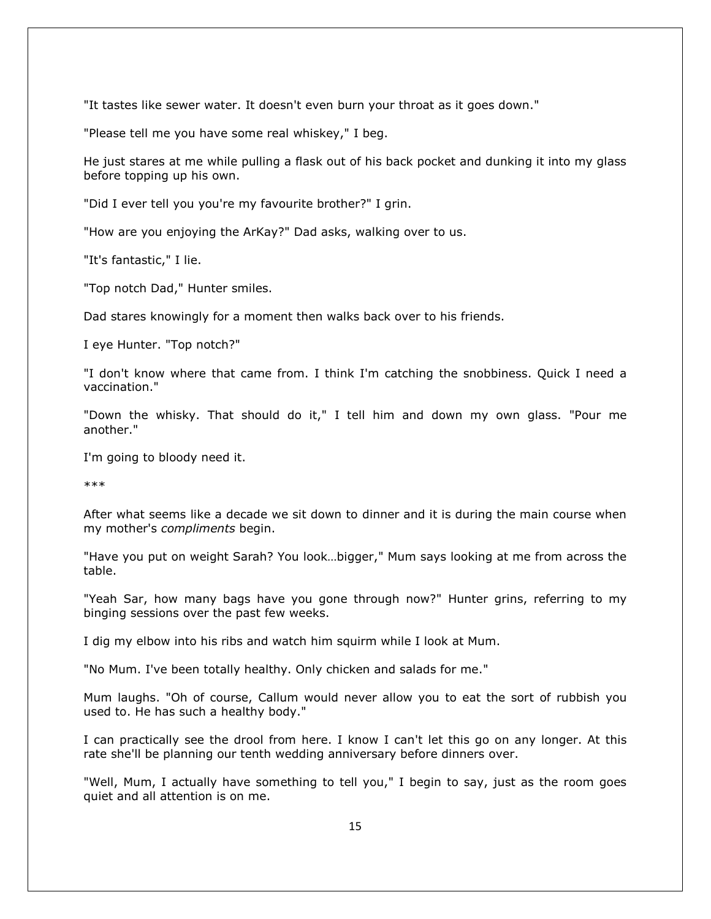"It tastes like sewer water. It doesn't even burn your throat as it goes down."

"Please tell me you have some real whiskey," I beg.

He just stares at me while pulling a flask out of his back pocket and dunking it into my glass before topping up his own.

"Did I ever tell you you're my favourite brother?" I grin.

"How are you enjoying the ArKay?" Dad asks, walking over to us.

"It's fantastic," I lie.

"Top notch Dad," Hunter smiles.

Dad stares knowingly for a moment then walks back over to his friends.

I eye Hunter. "Top notch?"

"I don't know where that came from. I think I'm catching the snobbiness. Quick I need a vaccination."

"Down the whisky. That should do it," I tell him and down my own glass. "Pour me another."

I'm going to bloody need it.

***

After what seems like a decade we sit down to dinner and it is during the main course when my mother's *compliments* begin.

"Have you put on weight Sarah? You look…bigger," Mum says looking at me from across the table.

"Yeah Sar, how many bags have you gone through now?" Hunter grins, referring to my binging sessions over the past few weeks.

I dig my elbow into his ribs and watch him squirm while I look at Mum.

"No Mum. I've been totally healthy. Only chicken and salads for me."

Mum laughs. "Oh of course, Callum would never allow you to eat the sort of rubbish you used to. He has such a healthy body."

I can practically see the drool from here. I know I can't let this go on any longer. At this rate she'll be planning our tenth wedding anniversary before dinners over.

"Well, Mum, I actually have something to tell you," I begin to say, just as the room goes quiet and all attention is on me.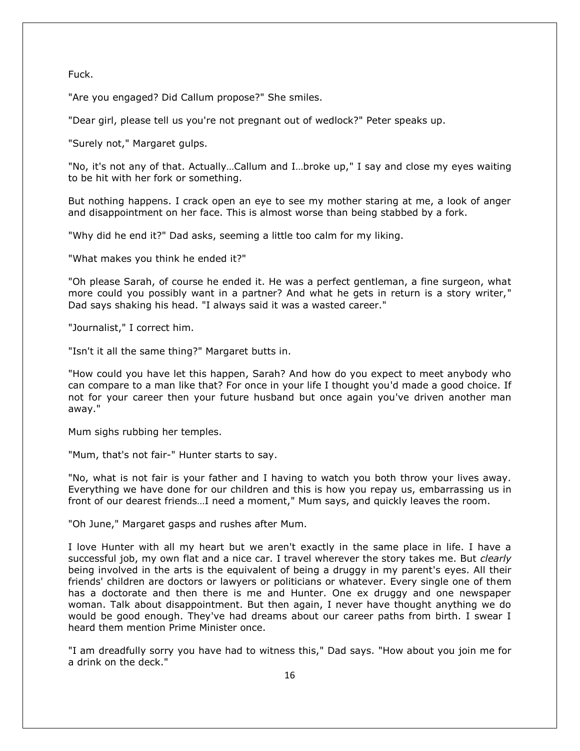Fuck.

"Are you engaged? Did Callum propose?" She smiles.

"Dear girl, please tell us you're not pregnant out of wedlock?" Peter speaks up.

"Surely not," Margaret gulps.

"No, it's not any of that. Actually…Callum and I…broke up," I say and close my eyes waiting to be hit with her fork or something.

But nothing happens. I crack open an eye to see my mother staring at me, a look of anger and disappointment on her face. This is almost worse than being stabbed by a fork.

"Why did he end it?" Dad asks, seeming a little too calm for my liking.

"What makes you think he ended it?"

"Oh please Sarah, of course he ended it. He was a perfect gentleman, a fine surgeon, what more could you possibly want in a partner? And what he gets in return is a story writer," Dad says shaking his head. "I always said it was a wasted career."

"Journalist," I correct him.

"Isn't it all the same thing?" Margaret butts in.

"How could you have let this happen, Sarah? And how do you expect to meet anybody who can compare to a man like that? For once in your life I thought you'd made a good choice. If not for your career then your future husband but once again you've driven another man away."

Mum sighs rubbing her temples.

"Mum, that's not fair-" Hunter starts to say.

"No, what is not fair is your father and I having to watch you both throw your lives away. Everything we have done for our children and this is how you repay us, embarrassing us in front of our dearest friends…I need a moment," Mum says, and quickly leaves the room.

"Oh June," Margaret gasps and rushes after Mum.

I love Hunter with all my heart but we aren't exactly in the same place in life. I have a successful job, my own flat and a nice car. I travel wherever the story takes me. But *clearly* being involved in the arts is the equivalent of being a druggy in my parent's eyes. All their friends' children are doctors or lawyers or politicians or whatever. Every single one of them has a doctorate and then there is me and Hunter. One ex druggy and one newspaper woman. Talk about disappointment. But then again, I never have thought anything we do would be good enough. They've had dreams about our career paths from birth. I swear I heard them mention Prime Minister once.

"I am dreadfully sorry you have had to witness this," Dad says. "How about you join me for a drink on the deck."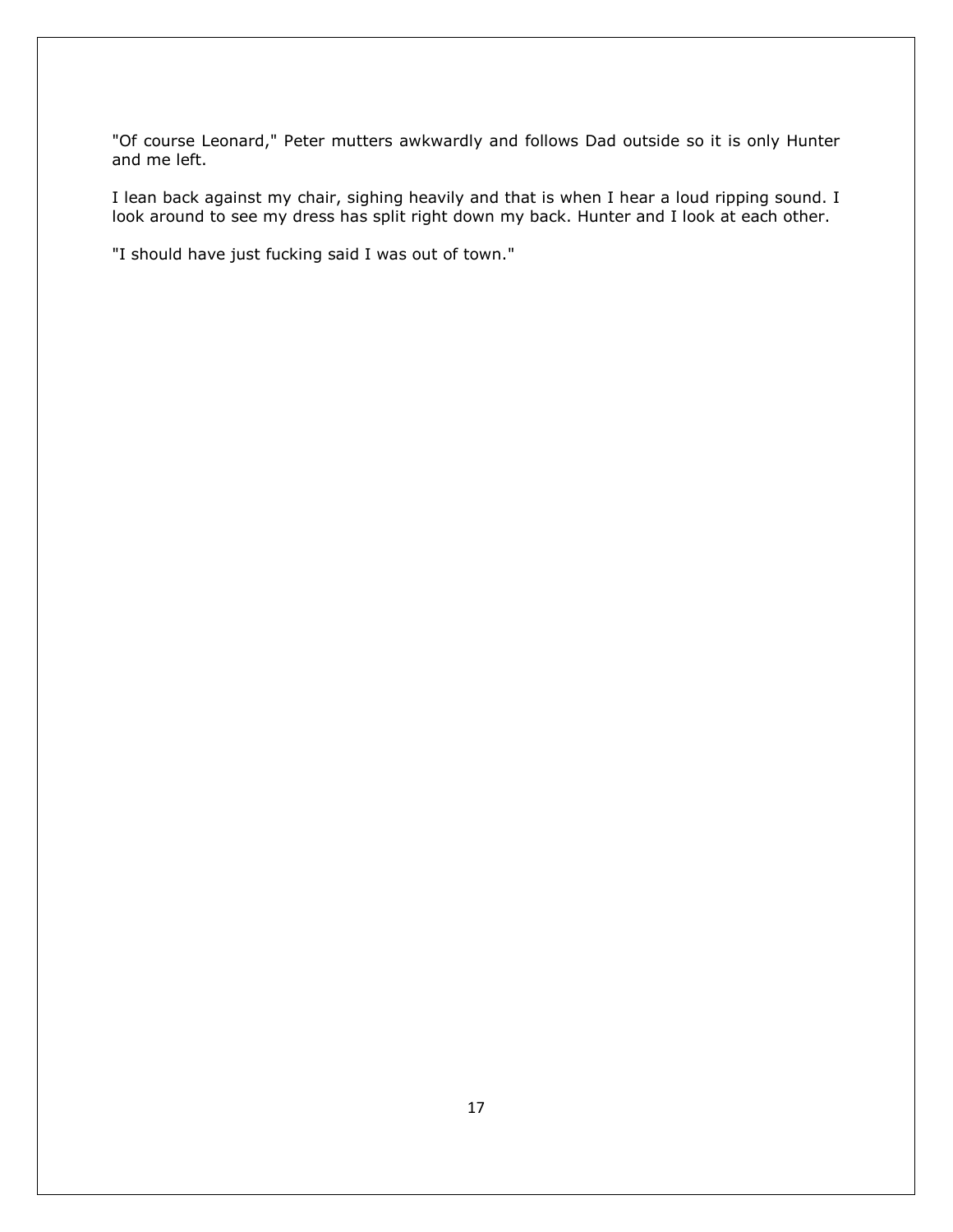"Of course Leonard," Peter mutters awkwardly and follows Dad outside so it is only Hunter and me left.

I lean back against my chair, sighing heavily and that is when I hear a loud ripping sound. I look around to see my dress has split right down my back. Hunter and I look at each other.

"I should have just fucking said I was out of town."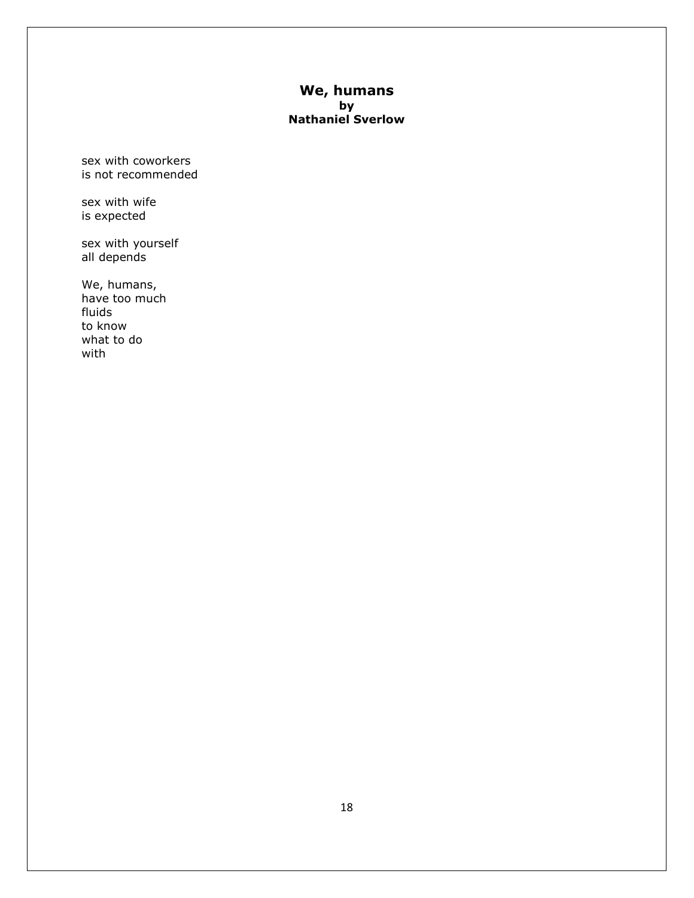## We, humans

**by**

**Nathaniel Sverlow**

sex with coworkers
is not recommended

sex with wife
is expected

sex with yourself
all depends

We, humans,
have too much
fluids
to know
what to do
with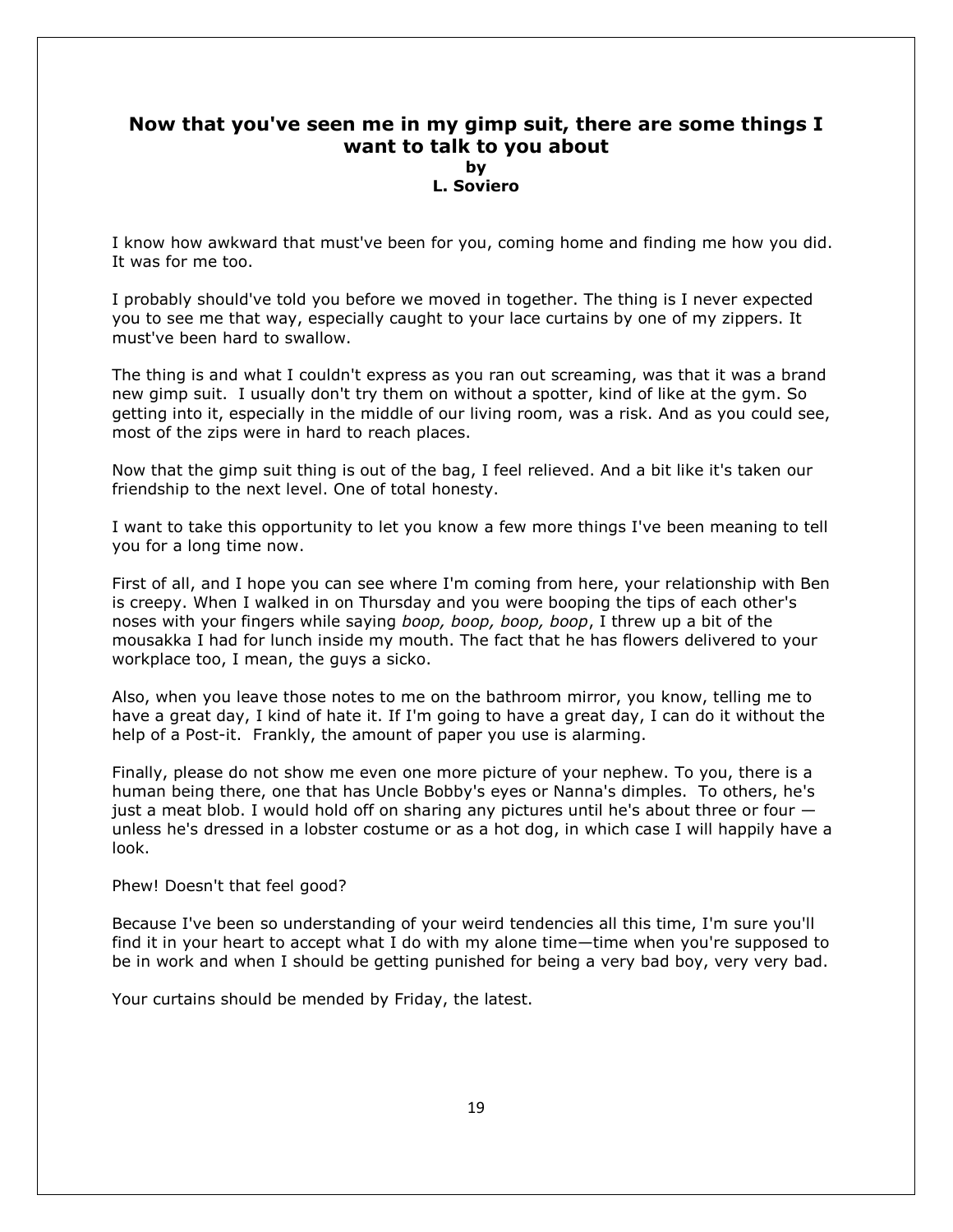# Now that you've seen me in my gimp suit, there are some things I want to talk to you about

**by**

**L. Soviero**

I know how awkward that must've been for you, coming home and finding me how you did. It was for me too.

I probably should've told you before we moved in together. The thing is I never expected you to see me that way, especially caught to your lace curtains by one of my zippers. It must've been hard to swallow.

The thing is and what I couldn't express as you ran out screaming, was that it was a brand new gimp suit. I usually don't try them on without a spotter, kind of like at the gym. So getting into it, especially in the middle of our living room, was a risk. And as you could see, most of the zips were in hard to reach places.

Now that the gimp suit thing is out of the bag, I feel relieved. And a bit like it's taken our friendship to the next level. One of total honesty.

I want to take this opportunity to let you know a few more things I've been meaning to tell you for a long time now.

First of all, and I hope you can see where I'm coming from here, your relationship with Ben is creepy. When I walked in on Thursday and you were booping the tips of each other's noses with your fingers while saying *boop, boop, boop, boop*, I threw up a bit of the mousakka I had for lunch inside my mouth. The fact that he has flowers delivered to your workplace too, I mean, the guys a sicko.

Also, when you leave those notes to me on the bathroom mirror, you know, telling me to have a great day, I kind of hate it. If I'm going to have a great day, I can do it without the help of a Post-it. Frankly, the amount of paper you use is alarming.

Finally, please do not show me even one more picture of your nephew. To you, there is a human being there, one that has Uncle Bobby's eyes or Nanna's dimples. To others, he's just a meat blob. I would hold off on sharing any pictures until he's about three or four — unless he's dressed in a lobster costume or as a hot dog, in which case I will happily have a look.

Phew! Doesn't that feel good?

Because I've been so understanding of your weird tendencies all this time, I'm sure you'll find it in your heart to accept what I do with my alone time—time when you're supposed to be in work and when I should be getting punished for being a very bad boy, very very bad.

Your curtains should be mended by Friday, the latest.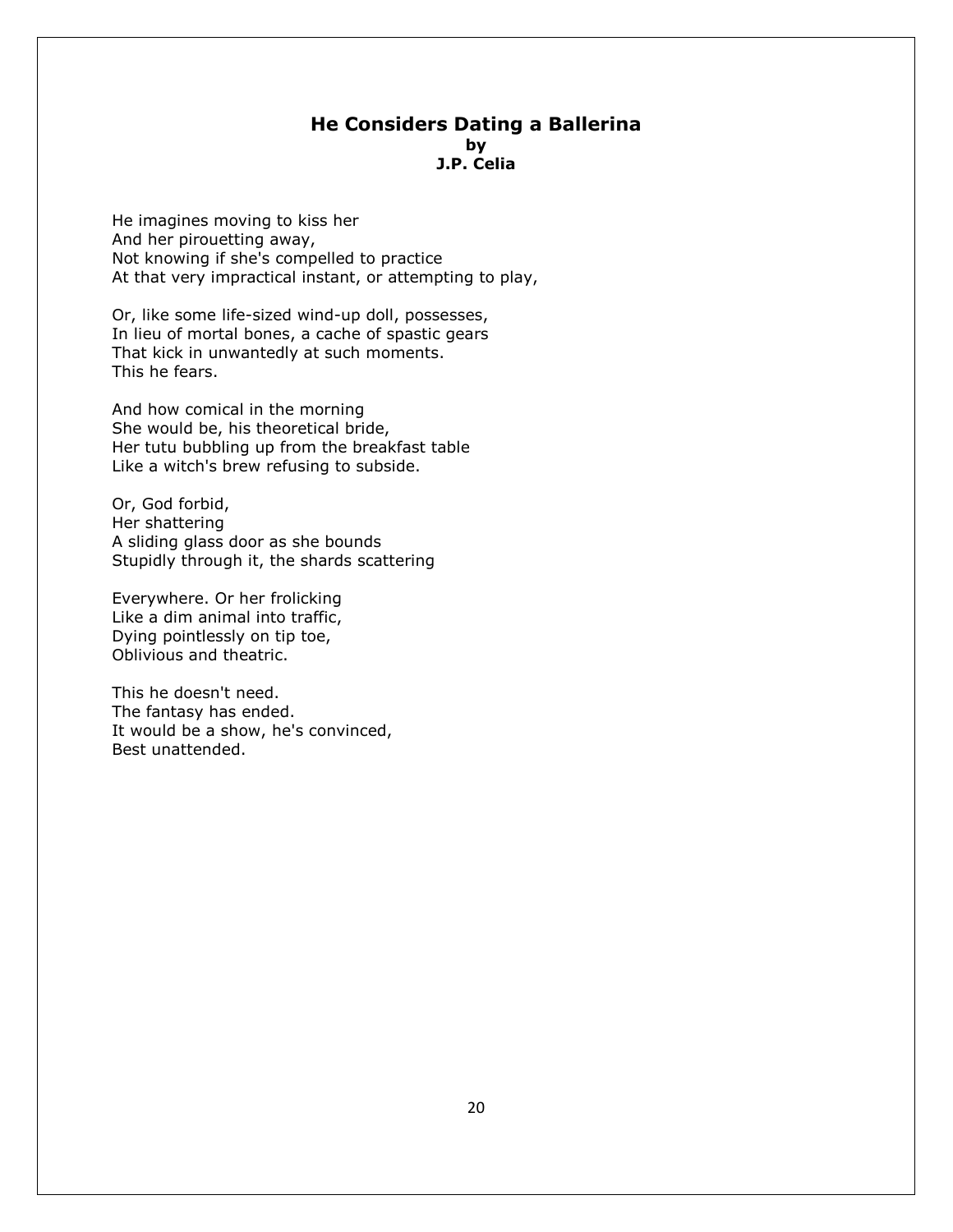## He Considers Dating a Ballerina

**by**

**J.P. Celia**

He imagines moving to kiss her  
And her pirouetting away,  
Not knowing if she's compelled to practice  
At that very impractical instant, or attempting to play,

Or, like some life-sized wind-up doll, possesses,  
In lieu of mortal bones, a cache of spastic gears  
That kick in unwantedly at such moments.  
This he fears.

And how comical in the morning  
She would be, his theoretical bride,  
Her tutu bubbling up from the breakfast table  
Like a witch's brew refusing to subside.

Or, God forbid,  
Her shattering  
A sliding glass door as she bounds  
Stupidly through it, the shards scattering

Everywhere. Or her frolicking  
Like a dim animal into traffic,  
Dying pointlessly on tip toe,  
Oblivious and theatric.

This he doesn't need.  
The fantasy has ended.  
It would be a show, he's convinced,  
Best unattended.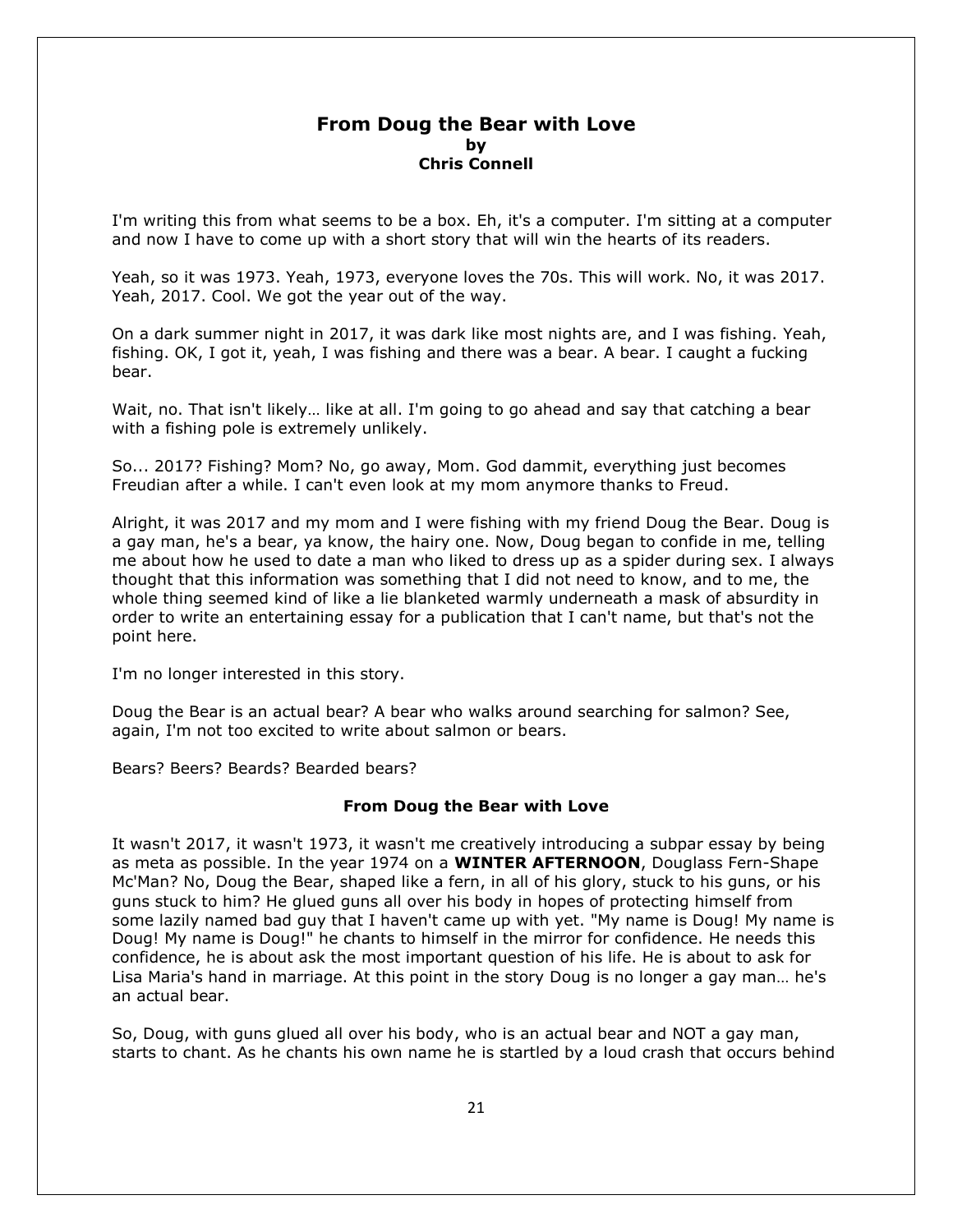## From Doug the Bear with Love

**by**

**Chris Connell**

I'm writing this from what seems to be a box. Eh, it's a computer. I'm sitting at a computer and now I have to come up with a short story that will win the hearts of its readers.

Yeah, so it was 1973. Yeah, 1973, everyone loves the 70s. This will work. No, it was 2017. Yeah, 2017. Cool. We got the year out of the way.

On a dark summer night in 2017, it was dark like most nights are, and I was fishing. Yeah, fishing. OK, I got it, yeah, I was fishing and there was a bear. A bear. I caught a fucking bear.

Wait, no. That isn't likely… like at all. I'm going to go ahead and say that catching a bear with a fishing pole is extremely unlikely.

So... 2017? Fishing? Mom? No, go away, Mom. God dammit, everything just becomes Freudian after a while. I can't even look at my mom anymore thanks to Freud.

Alright, it was 2017 and my mom and I were fishing with my friend Doug the Bear. Doug is a gay man, he's a bear, ya know, the hairy one. Now, Doug began to confide in me, telling me about how he used to date a man who liked to dress up as a spider during sex. I always thought that this information was something that I did not need to know, and to me, the whole thing seemed kind of like a lie blanketed warmly underneath a mask of absurdity in order to write an entertaining essay for a publication that I can't name, but that's not the point here.

I'm no longer interested in this story.

Doug the Bear is an actual bear? A bear who walks around searching for salmon? See, again, I'm not too excited to write about salmon or bears.

Bears? Beers? Beards? Bearded bears?

### From Doug the Bear with Love

It wasn't 2017, it wasn't 1973, it wasn't me creatively introducing a subpar essay by being as meta as possible. In the year 1974 on a **WINTER AFTERNOON**, Douglass Fern-Shape Mc'Man? No, Doug the Bear, shaped like a fern, in all of his glory, stuck to his guns, or his guns stuck to him? He glued guns all over his body in hopes of protecting himself from some lazily named bad guy that I haven't came up with yet. "My name is Doug! My name is Doug! My name is Doug!" he chants to himself in the mirror for confidence. He needs this confidence, he is about ask the most important question of his life. He is about to ask for Lisa Maria's hand in marriage. At this point in the story Doug is no longer a gay man… he's an actual bear.

So, Doug, with guns glued all over his body, who is an actual bear and NOT a gay man, starts to chant. As he chants his own name he is startled by a loud crash that occurs behind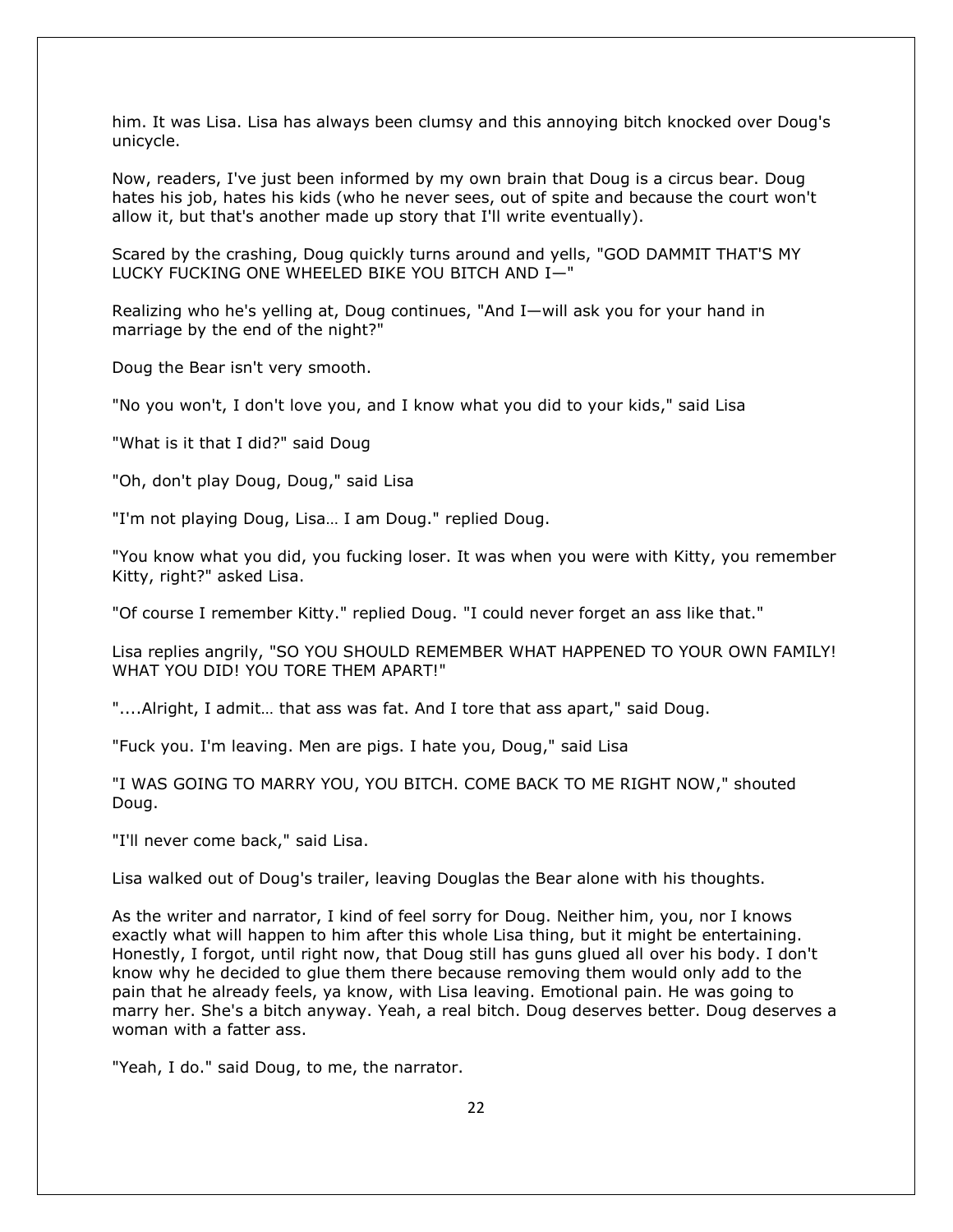him. It was Lisa. Lisa has always been clumsy and this annoying bitch knocked over Doug's unicycle.

Now, readers, I've just been informed by my own brain that Doug is a circus bear. Doug hates his job, hates his kids (who he never sees, out of spite and because the court won't allow it, but that's another made up story that I'll write eventually).

Scared by the crashing, Doug quickly turns around and yells, "GOD DAMMIT THAT'S MY LUCKY FUCKING ONE WHEELED BIKE YOU BITCH AND I—"

Realizing who he's yelling at, Doug continues, "And I—will ask you for your hand in marriage by the end of the night?"

Doug the Bear isn't very smooth.

"No you won't, I don't love you, and I know what you did to your kids," said Lisa

"What is it that I did?" said Doug

"Oh, don't play Doug, Doug," said Lisa

"I'm not playing Doug, Lisa… I am Doug." replied Doug.

"You know what you did, you fucking loser. It was when you were with Kitty, you remember Kitty, right?" asked Lisa.

"Of course I remember Kitty." replied Doug. "I could never forget an ass like that."

Lisa replies angrily, "SO YOU SHOULD REMEMBER WHAT HAPPENED TO YOUR OWN FAMILY! WHAT YOU DID! YOU TORE THEM APART!"

"....Alright, I admit… that ass was fat. And I tore that ass apart," said Doug.

"Fuck you. I'm leaving. Men are pigs. I hate you, Doug," said Lisa

"I WAS GOING TO MARRY YOU, YOU BITCH. COME BACK TO ME RIGHT NOW," shouted Doug.

"I'll never come back," said Lisa.

Lisa walked out of Doug's trailer, leaving Douglas the Bear alone with his thoughts.

As the writer and narrator, I kind of feel sorry for Doug. Neither him, you, nor I knows exactly what will happen to him after this whole Lisa thing, but it might be entertaining. Honestly, I forgot, until right now, that Doug still has guns glued all over his body. I don't know why he decided to glue them there because removing them would only add to the pain that he already feels, ya know, with Lisa leaving. Emotional pain. He was going to marry her. She's a bitch anyway. Yeah, a real bitch. Doug deserves better. Doug deserves a woman with a fatter ass.

"Yeah, I do." said Doug, to me, the narrator.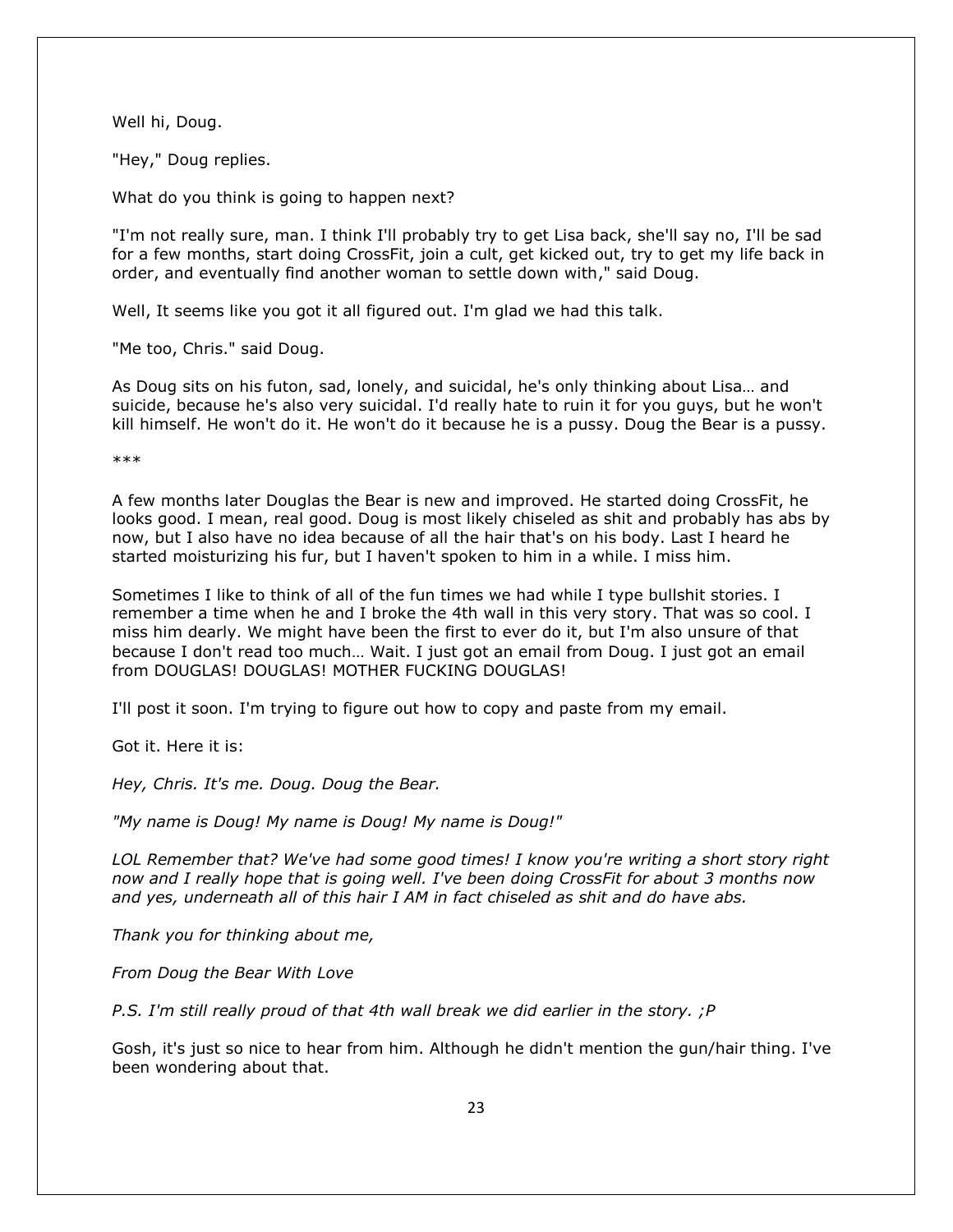Well hi, Doug.

"Hey," Doug replies.

What do you think is going to happen next?

"I'm not really sure, man. I think I'll probably try to get Lisa back, she'll say no, I'll be sad for a few months, start doing CrossFit, join a cult, get kicked out, try to get my life back in order, and eventually find another woman to settle down with," said Doug.

Well, It seems like you got it all figured out. I'm glad we had this talk.

"Me too, Chris." said Doug.

As Doug sits on his futon, sad, lonely, and suicidal, he's only thinking about Lisa… and suicide, because he's also very suicidal. I'd really hate to ruin it for you guys, but he won't kill himself. He won't do it. He won't do it because he is a pussy. Doug the Bear is a pussy.

***

A few months later Douglas the Bear is new and improved. He started doing CrossFit, he looks good. I mean, real good. Doug is most likely chiseled as shit and probably has abs by now, but I also have no idea because of all the hair that's on his body. Last I heard he started moisturizing his fur, but I haven't spoken to him in a while. I miss him.

Sometimes I like to think of all of the fun times we had while I type bullshit stories. I remember a time when he and I broke the 4th wall in this very story. That was so cool. I miss him dearly. We might have been the first to ever do it, but I'm also unsure of that because I don't read too much… Wait. I just got an email from Doug. I just got an email from DOUGLAS! DOUGLAS! MOTHER FUCKING DOUGLAS!

I'll post it soon. I'm trying to figure out how to copy and paste from my email.

Got it. Here it is:

*Hey, Chris. It's me. Doug. Doug the Bear.*

*"My name is Doug! My name is Doug! My name is Doug!"*

*LOL Remember that? We've had some good times! I know you're writing a short story right now and I really hope that is going well. I've been doing CrossFit for about 3 months now and yes, underneath all of this hair I AM in fact chiseled as shit and do have abs.*

*Thank you for thinking about me,*

*From Doug the Bear With Love*

*P.S. I'm still really proud of that 4th wall break we did earlier in the story. ;P*

Gosh, it's just so nice to hear from him. Although he didn't mention the gun/hair thing. I've been wondering about that.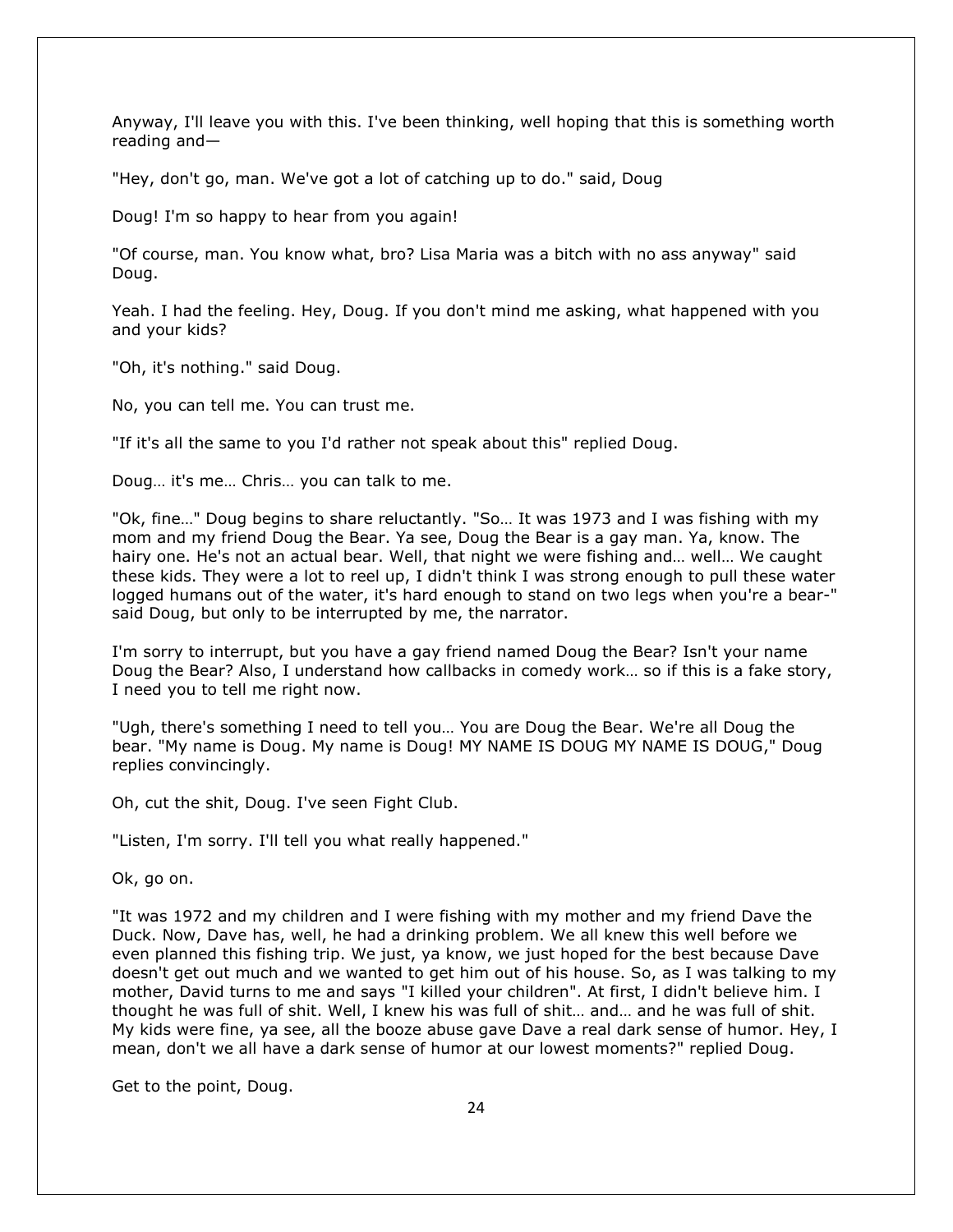Anyway, I'll leave you with this. I've been thinking, well hoping that this is something worth reading and—

"Hey, don't go, man. We've got a lot of catching up to do." said, Doug

Doug! I'm so happy to hear from you again!

"Of course, man. You know what, bro? Lisa Maria was a bitch with no ass anyway" said Doug.

Yeah. I had the feeling. Hey, Doug. If you don't mind me asking, what happened with you and your kids?

"Oh, it's nothing." said Doug.

No, you can tell me. You can trust me.

"If it's all the same to you I'd rather not speak about this" replied Doug.

Doug… it's me… Chris… you can talk to me.

"Ok, fine…" Doug begins to share reluctantly. "So… It was 1973 and I was fishing with my mom and my friend Doug the Bear. Ya see, Doug the Bear is a gay man. Ya, know. The hairy one. He's not an actual bear. Well, that night we were fishing and… well… We caught these kids. They were a lot to reel up, I didn't think I was strong enough to pull these water logged humans out of the water, it's hard enough to stand on two legs when you're a bear-" said Doug, but only to be interrupted by me, the narrator.

I'm sorry to interrupt, but you have a gay friend named Doug the Bear? Isn't your name Doug the Bear? Also, I understand how callbacks in comedy work… so if this is a fake story, I need you to tell me right now.

"Ugh, there's something I need to tell you… You are Doug the Bear. We're all Doug the bear. "My name is Doug. My name is Doug! MY NAME IS DOUG MY NAME IS DOUG," Doug replies convincingly.

Oh, cut the shit, Doug. I've seen Fight Club.

"Listen, I'm sorry. I'll tell you what really happened."

Ok, go on.

"It was 1972 and my children and I were fishing with my mother and my friend Dave the Duck. Now, Dave has, well, he had a drinking problem. We all knew this well before we even planned this fishing trip. We just, ya know, we just hoped for the best because Dave doesn't get out much and we wanted to get him out of his house. So, as I was talking to my mother, David turns to me and says "I killed your children". At first, I didn't believe him. I thought he was full of shit. Well, I knew his was full of shit… and… and he was full of shit. My kids were fine, ya see, all the booze abuse gave Dave a real dark sense of humor. Hey, I mean, don't we all have a dark sense of humor at our lowest moments?" replied Doug.

Get to the point, Doug.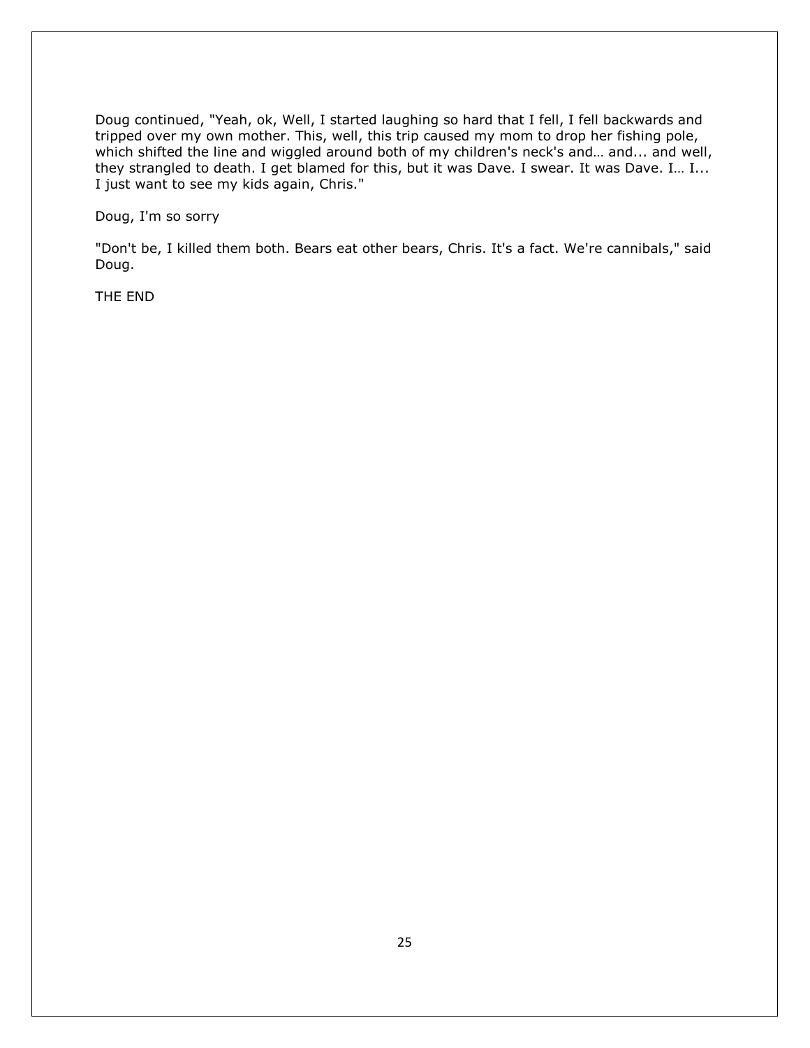Doug continued, "Yeah, ok, Well, I started laughing so hard that I fell, I fell backwards and tripped over my own mother. This, well, this trip caused my mom to drop her fishing pole, which shifted the line and wiggled around both of my children's neck's and… and... and well, they strangled to death. I get blamed for this, but it was Dave. I swear. It was Dave. I… I... I just want to see my kids again, Chris."

Doug, I'm so sorry

"Don't be, I killed them both. Bears eat other bears, Chris. It's a fact. We're cannibals," said Doug.

THE END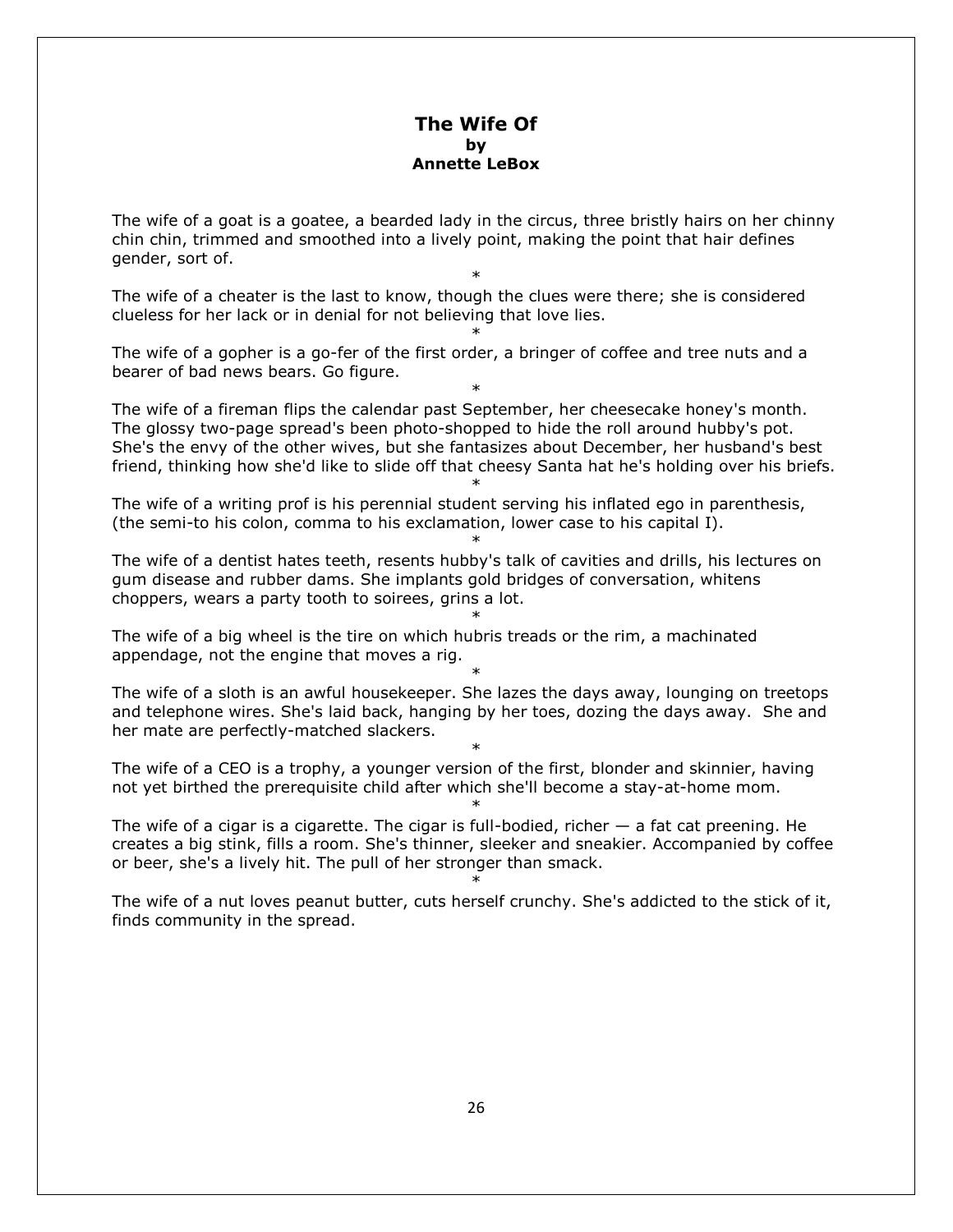# The Wife Of
**by**
**Annette LeBox**

The wife of a goat is a goatee, a bearded lady in the circus, three bristly hairs on her chinny chin chin, trimmed and smoothed into a lively point, making the point that hair defines gender, sort of.

*

The wife of a cheater is the last to know, though the clues were there; she is considered clueless for her lack or in denial for not believing that love lies.

*

The wife of a gopher is a go-fer of the first order, a bringer of coffee and tree nuts and a bearer of bad news bears. Go figure.

*

The wife of a fireman flips the calendar past September, her cheesecake honey's month. The glossy two-page spread's been photo-shopped to hide the roll around hubby's pot. She's the envy of the other wives, but she fantasizes about December, her husband's best friend, thinking how she'd like to slide off that cheesy Santa hat he's holding over his briefs.

*

The wife of a writing prof is his perennial student serving his inflated ego in parenthesis, (the semi-to his colon, comma to his exclamation, lower case to his capital I).

*

The wife of a dentist hates teeth, resents hubby's talk of cavities and drills, his lectures on gum disease and rubber dams. She implants gold bridges of conversation, whitens choppers, wears a party tooth to soirees, grins a lot.

*

The wife of a big wheel is the tire on which hubris treads or the rim, a machinated appendage, not the engine that moves a rig.

*

The wife of a sloth is an awful housekeeper. She lazes the days away, lounging on treetops and telephone wires. She's laid back, hanging by her toes, dozing the days away. She and her mate are perfectly-matched slackers.

*

The wife of a CEO is a trophy, a younger version of the first, blonder and skinnier, having not yet birthed the prerequisite child after which she'll become a stay-at-home mom.

*

The wife of a cigar is a cigarette. The cigar is full-bodied, richer — a fat cat preening. He creates a big stink, fills a room. She's thinner, sleeker and sneakier. Accompanied by coffee or beer, she's a lively hit. The pull of her stronger than smack.

*

The wife of a nut loves peanut butter, cuts herself crunchy. She's addicted to the stick of it, finds community in the spread.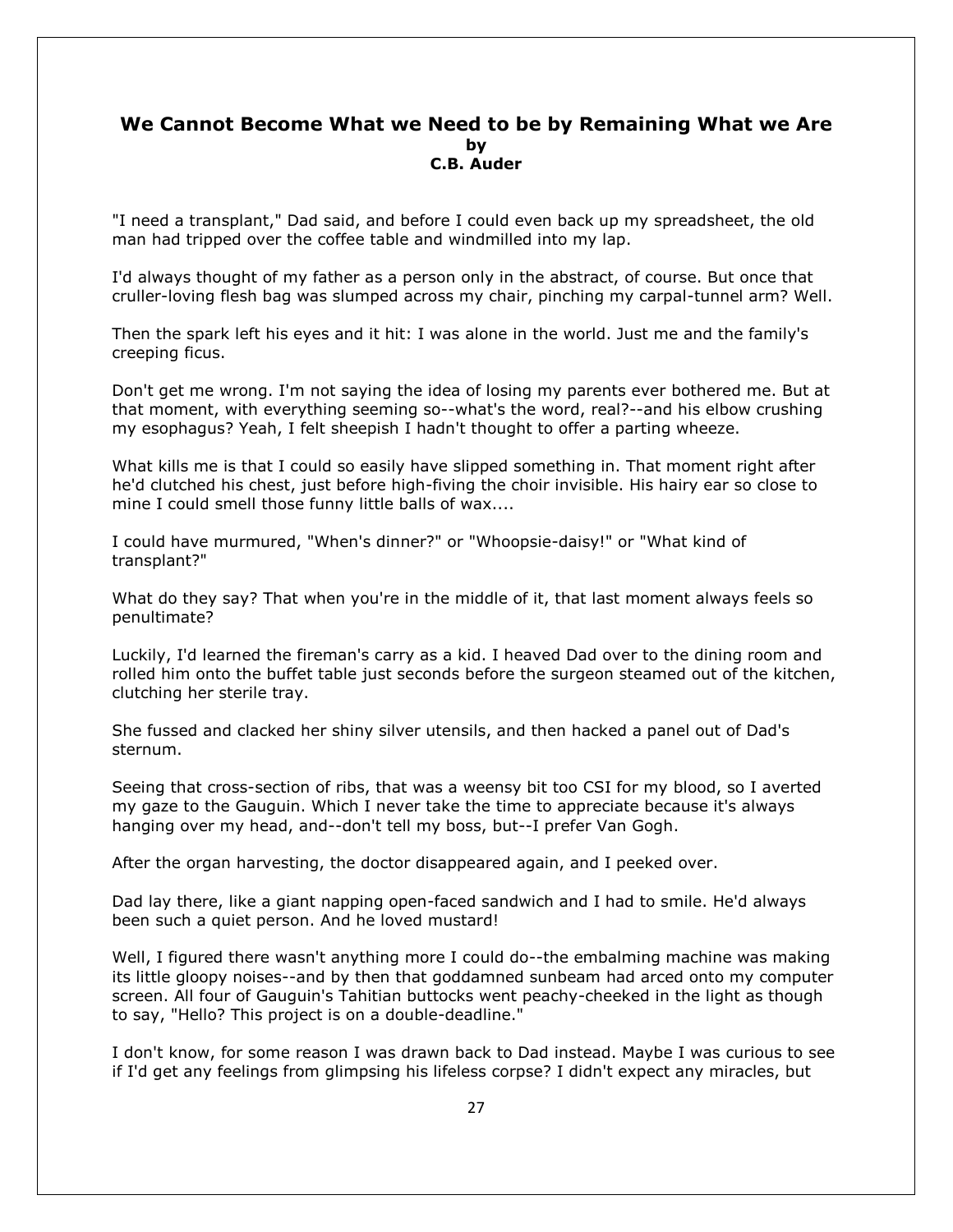## We Cannot Become What we Need to be by Remaining What we Are

**by**

**C.B. Auder**

"I need a transplant," Dad said, and before I could even back up my spreadsheet, the old man had tripped over the coffee table and windmilled into my lap.

I'd always thought of my father as a person only in the abstract, of course. But once that cruller-loving flesh bag was slumped across my chair, pinching my carpal-tunnel arm? Well.

Then the spark left his eyes and it hit: I was alone in the world. Just me and the family's creeping ficus.

Don't get me wrong. I'm not saying the idea of losing my parents ever bothered me. But at that moment, with everything seeming so--what's the word, real?--and his elbow crushing my esophagus? Yeah, I felt sheepish I hadn't thought to offer a parting wheeze.

What kills me is that I could so easily have slipped something in. That moment right after he'd clutched his chest, just before high-fiving the choir invisible. His hairy ear so close to mine I could smell those funny little balls of wax....

I could have murmured, "When's dinner?" or "Whoopsie-daisy!" or "What kind of transplant?"

What do they say? That when you're in the middle of it, that last moment always feels so penultimate?

Luckily, I'd learned the fireman's carry as a kid. I heaved Dad over to the dining room and rolled him onto the buffet table just seconds before the surgeon steamed out of the kitchen, clutching her sterile tray.

She fussed and clacked her shiny silver utensils, and then hacked a panel out of Dad's sternum.

Seeing that cross-section of ribs, that was a weensy bit too CSI for my blood, so I averted my gaze to the Gauguin. Which I never take the time to appreciate because it's always hanging over my head, and--don't tell my boss, but--I prefer Van Gogh.

After the organ harvesting, the doctor disappeared again, and I peeked over.

Dad lay there, like a giant napping open-faced sandwich and I had to smile. He'd always been such a quiet person. And he loved mustard!

Well, I figured there wasn't anything more I could do--the embalming machine was making its little gloopy noises--and by then that goddamned sunbeam had arced onto my computer screen. All four of Gauguin's Tahitian buttocks went peachy-cheeked in the light as though to say, "Hello? This project is on a double-deadline."

I don't know, for some reason I was drawn back to Dad instead. Maybe I was curious to see if I'd get any feelings from glimpsing his lifeless corpse? I didn't expect any miracles, but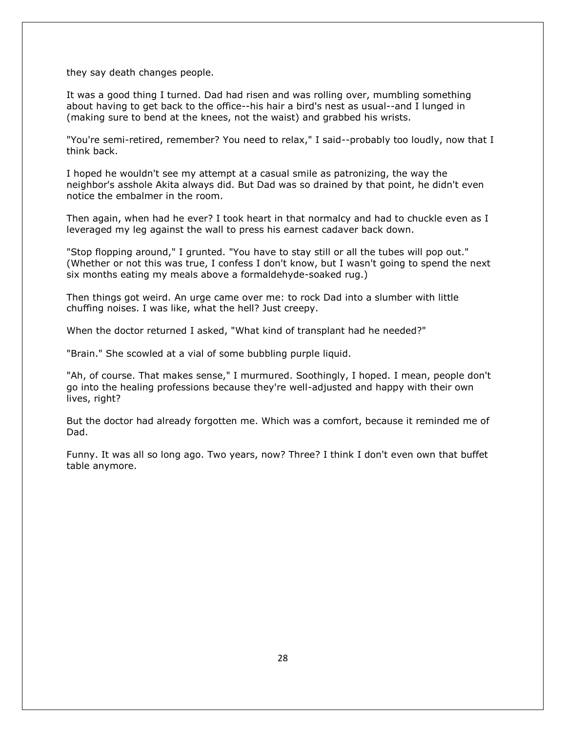they say death changes people.

It was a good thing I turned. Dad had risen and was rolling over, mumbling something about having to get back to the office--his hair a bird's nest as usual--and I lunged in (making sure to bend at the knees, not the waist) and grabbed his wrists.

"You're semi-retired, remember? You need to relax," I said--probably too loudly, now that I think back.

I hoped he wouldn't see my attempt at a casual smile as patronizing, the way the neighbor's asshole Akita always did. But Dad was so drained by that point, he didn't even notice the embalmer in the room.

Then again, when had he ever? I took heart in that normalcy and had to chuckle even as I leveraged my leg against the wall to press his earnest cadaver back down.

"Stop flopping around," I grunted. "You have to stay still or all the tubes will pop out." (Whether or not this was true, I confess I don't know, but I wasn't going to spend the next six months eating my meals above a formaldehyde-soaked rug.)

Then things got weird. An urge came over me: to rock Dad into a slumber with little chuffing noises. I was like, what the hell? Just creepy.

When the doctor returned I asked, "What kind of transplant had he needed?"

"Brain." She scowled at a vial of some bubbling purple liquid.

"Ah, of course. That makes sense," I murmured. Soothingly, I hoped. I mean, people don't go into the healing professions because they're well-adjusted and happy with their own lives, right?

But the doctor had already forgotten me. Which was a comfort, because it reminded me of Dad.

Funny. It was all so long ago. Two years, now? Three? I think I don't even own that buffet table anymore.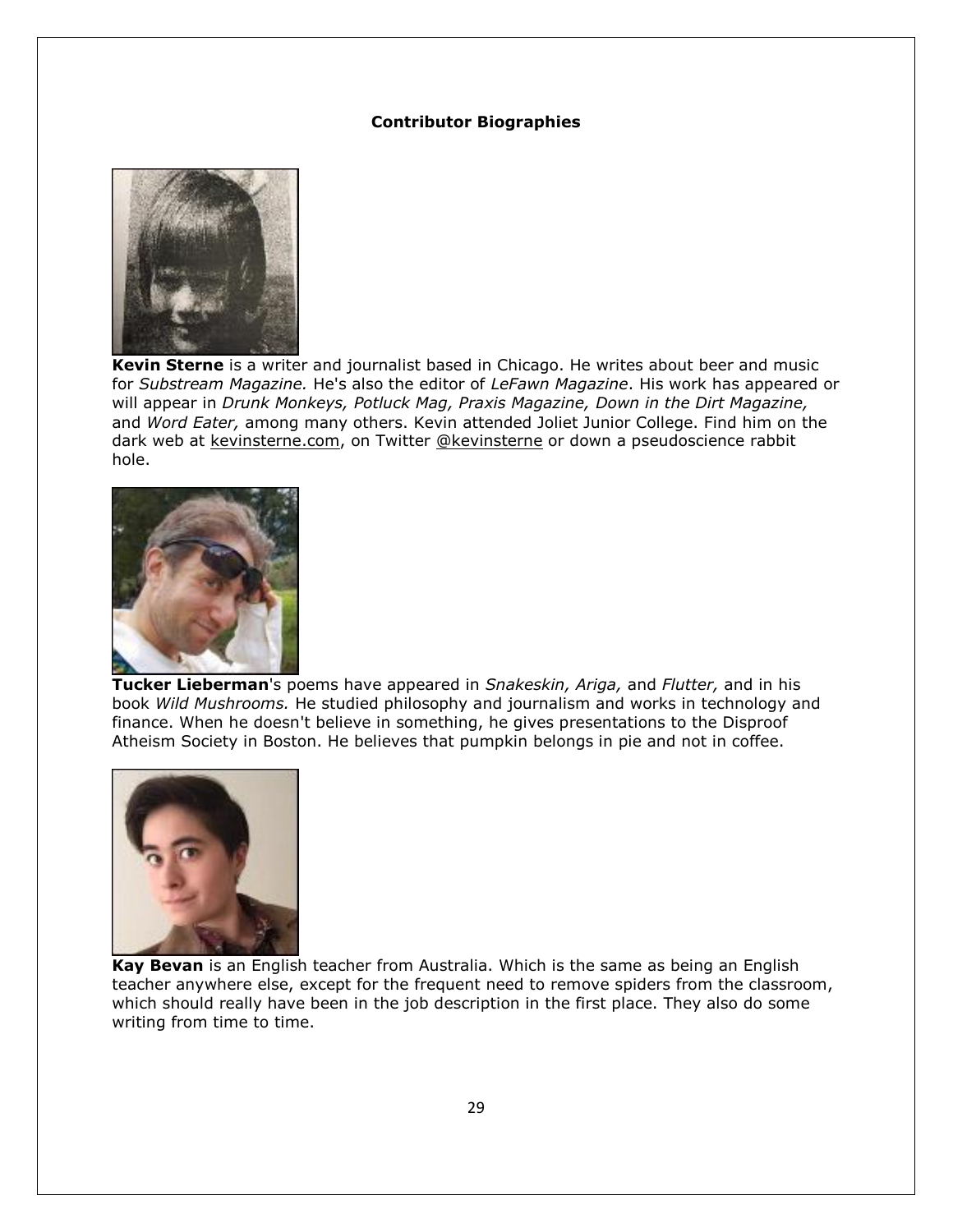**Contributor Biographies**

**Kevin Sterne** is a writer and journalist based in Chicago. He writes about beer and music for *Substream Magazine.* He's also the editor of *LeFawn Magazine*. His work has appeared or will appear in *Drunk Monkeys, Potluck Mag, Praxis Magazine, Down in the Dirt Magazine,* and *Word Eater,* among many others. Kevin attended Joliet Junior College. Find him on the dark web at kevinsterne.com, on Twitter @kevinsterne or down a pseudoscience rabbit hole.

**Tucker Lieberman**'s poems have appeared in *Snakeskin, Ariga,* and *Flutter,* and in his book *Wild Mushrooms.* He studied philosophy and journalism and works in technology and finance. When he doesn't believe in something, he gives presentations to the Disproof Atheism Society in Boston. He believes that pumpkin belongs in pie and not in coffee.

**Kay Bevan** is an English teacher from Australia. Which is the same as being an English teacher anywhere else, except for the frequent need to remove spiders from the classroom, which should really have been in the job description in the first place. They also do some writing from time to time.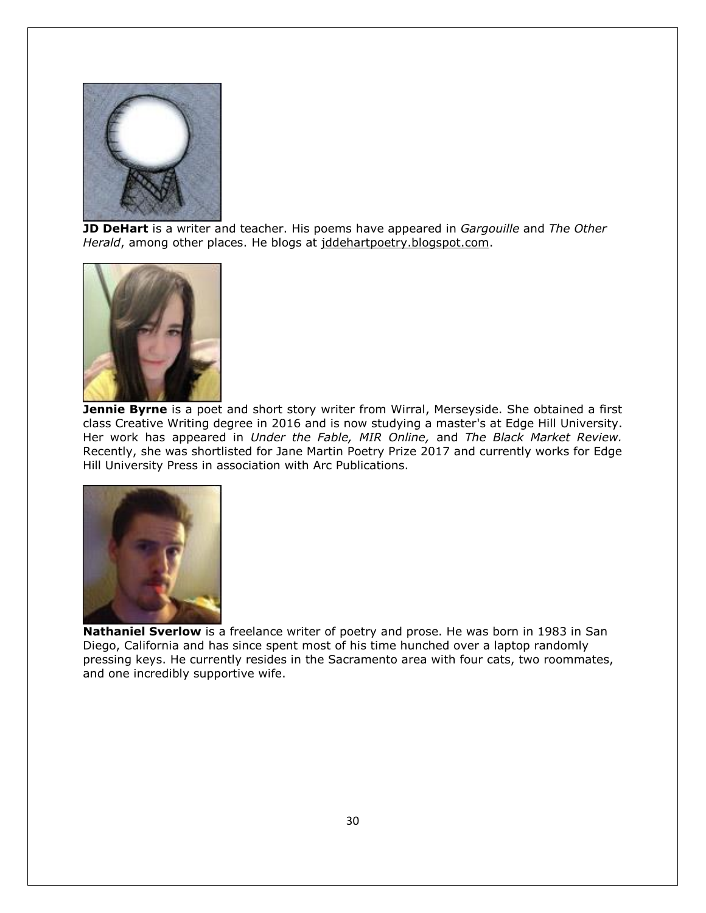**JD DeHart** is a writer and teacher. His poems have appeared in *Gargouille* and *The Other Herald*, among other places. He blogs at jddehartpoetry.blogspot.com.

**Jennie Byrne** is a poet and short story writer from Wirral, Merseyside. She obtained a first class Creative Writing degree in 2016 and is now studying a master's at Edge Hill University. Her work has appeared in *Under the Fable, MIR Online,* and *The Black Market Review.* Recently, she was shortlisted for Jane Martin Poetry Prize 2017 and currently works for Edge Hill University Press in association with Arc Publications.

**Nathaniel Sverlow** is a freelance writer of poetry and prose. He was born in 1983 in San Diego, California and has since spent most of his time hunched over a laptop randomly pressing keys. He currently resides in the Sacramento area with four cats, two roommates, and one incredibly supportive wife.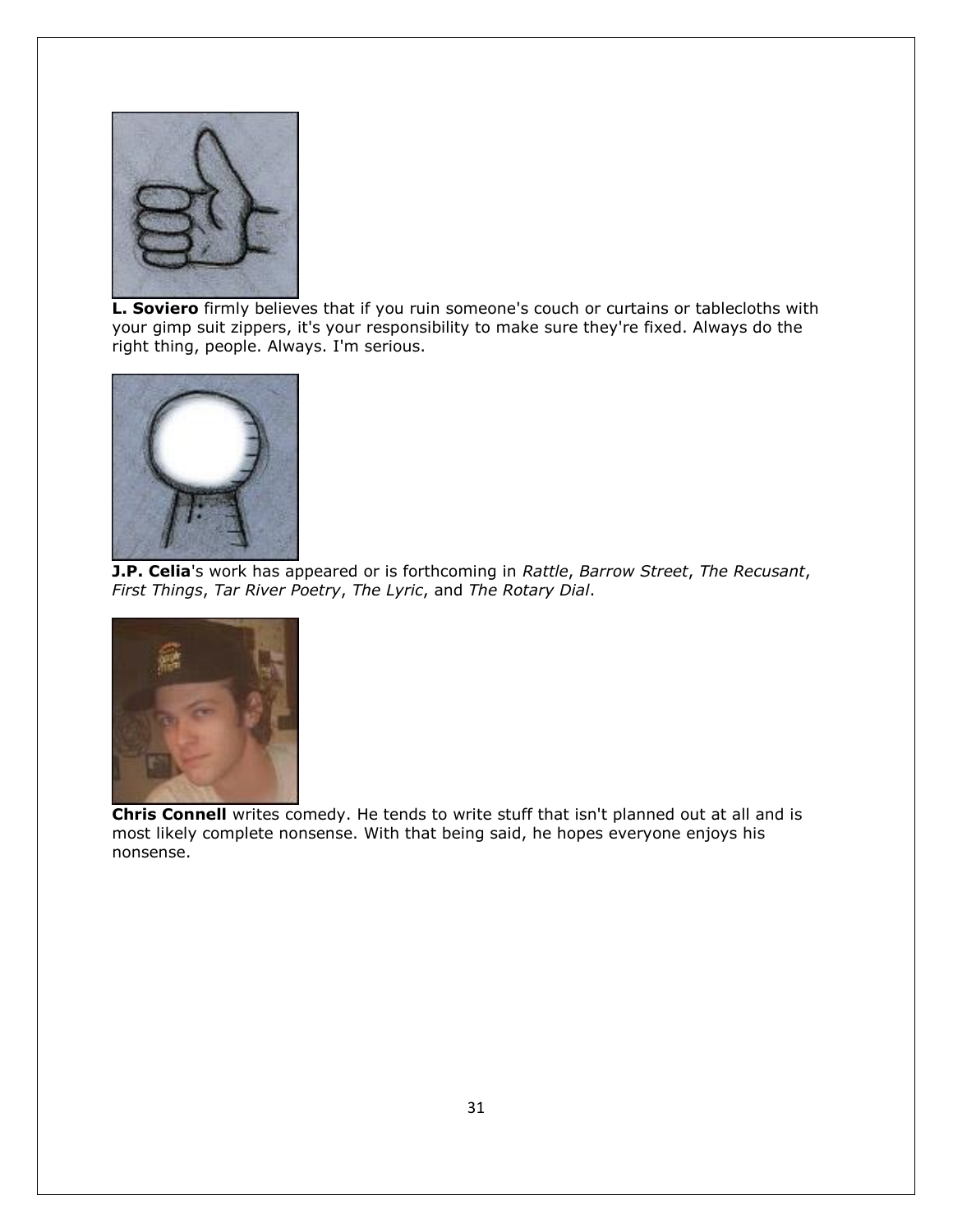**L. Soviero** firmly believes that if you ruin someone's couch or curtains or tablecloths with your gimp suit zippers, it's your responsibility to make sure they're fixed. Always do the right thing, people. Always. I'm serious.

**J.P. Celia**'s work has appeared or is forthcoming in *Rattle*, *Barrow Street*, *The Recusant*, *First Things*, *Tar River Poetry*, *The Lyric*, and *The Rotary Dial*.

**Chris Connell** writes comedy. He tends to write stuff that isn't planned out at all and is most likely complete nonsense. With that being said, he hopes everyone enjoys his nonsense.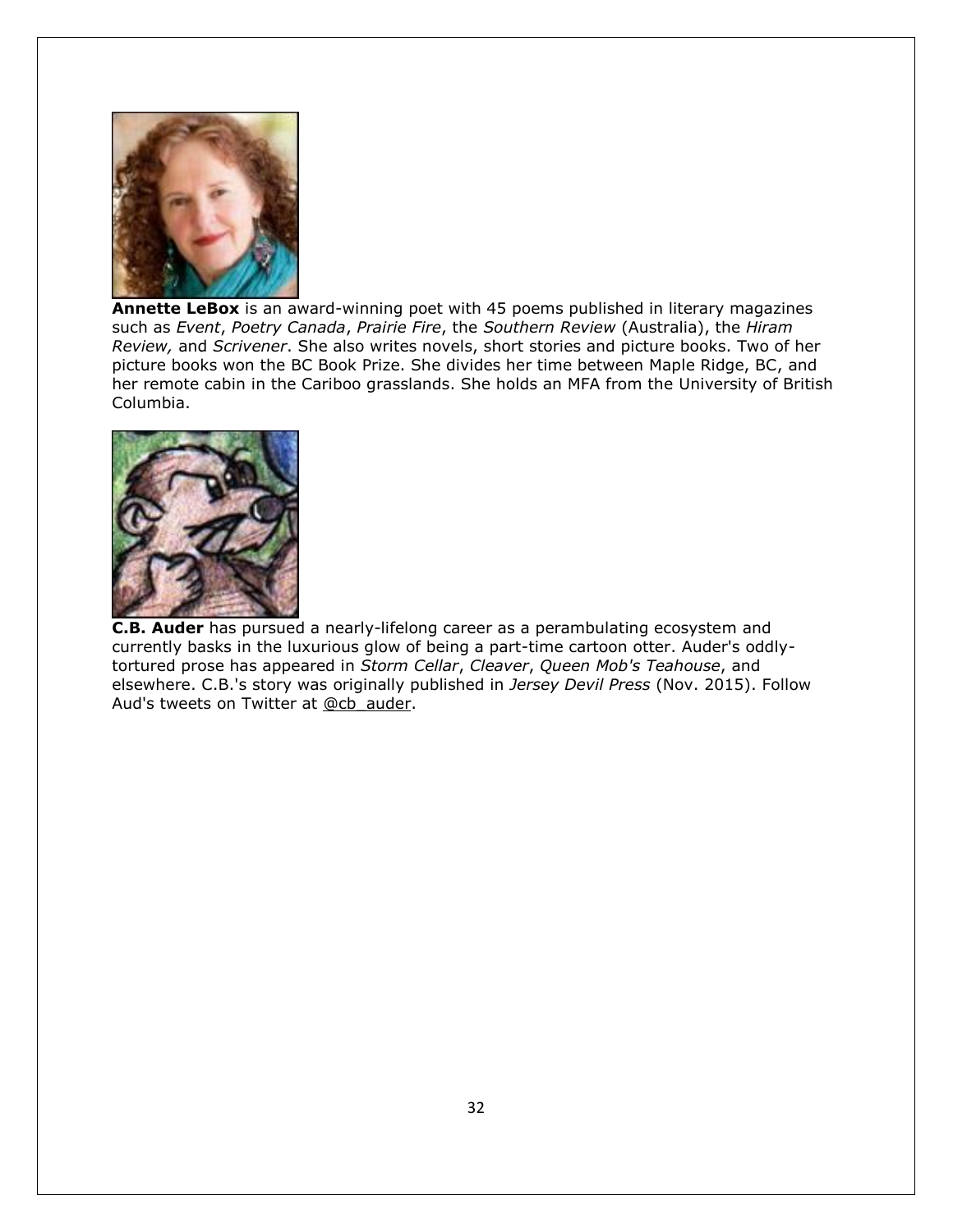**Annette LeBox** is an award-winning poet with 45 poems published in literary magazines such as *Event*, *Poetry Canada*, *Prairie Fire*, the *Southern Review* (Australia), the *Hiram Review,* and *Scrivener*. She also writes novels, short stories and picture books. Two of her picture books won the BC Book Prize. She divides her time between Maple Ridge, BC, and her remote cabin in the Cariboo grasslands. She holds an MFA from the University of British Columbia.

**C.B. Auder** has pursued a nearly-lifelong career as a perambulating ecosystem and currently basks in the luxurious glow of being a part-time cartoon otter. Auder's oddly-tortured prose has appeared in *Storm Cellar*, *Cleaver*, *Queen Mob's Teahouse*, and elsewhere. C.B.'s story was originally published in *Jersey Devil Press* (Nov. 2015). Follow Aud's tweets on Twitter at @cb_auder.